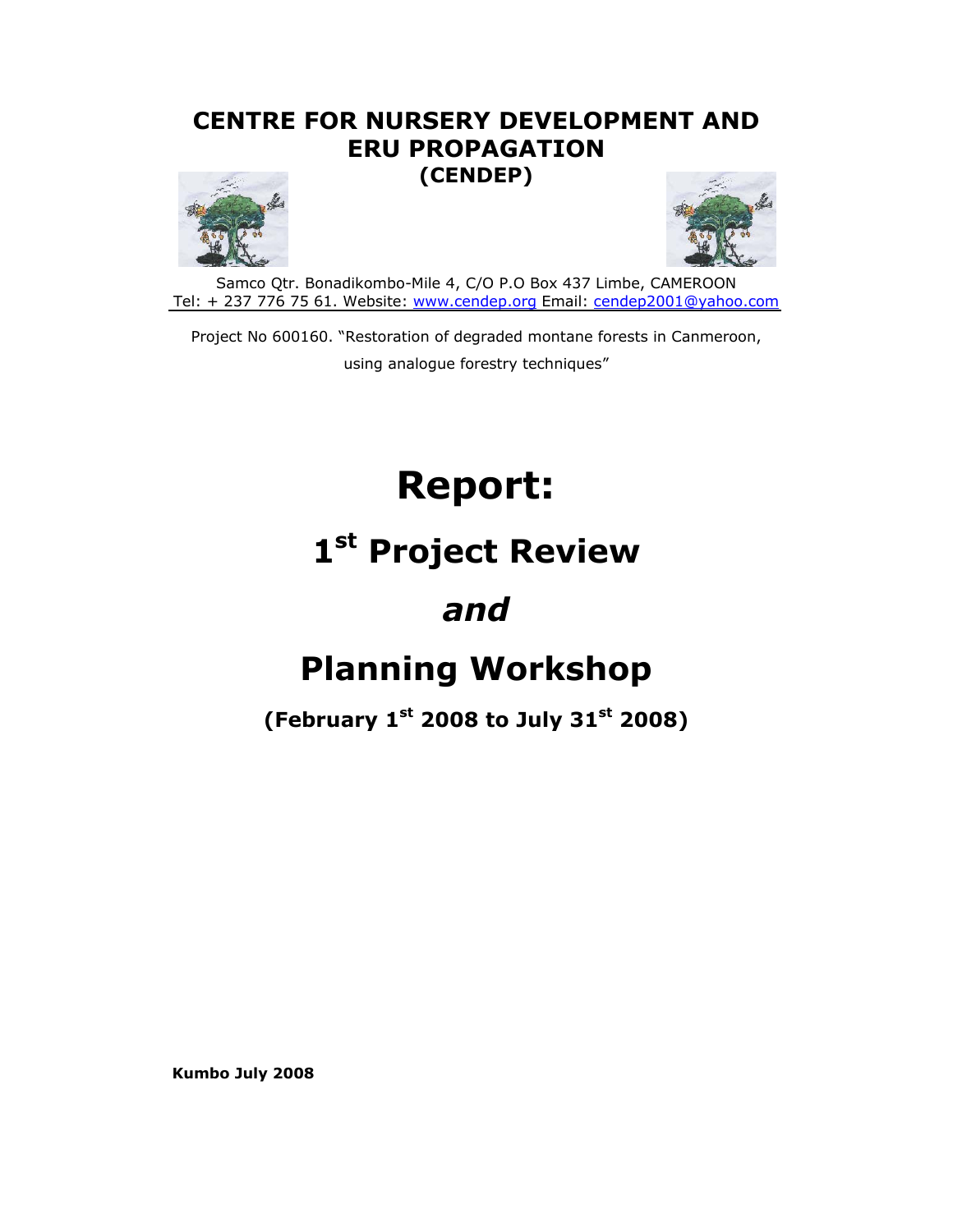# CENTRE FOR NURSERY DEVELOPMENT AND ERU PROPAGATION (CENDEP)

Samco Qtr. Bonadikombo-Mile 4, C/O P.O Box 437 Limbe, CAMEROON
Tel: + 237 776 75 61. Website: www.cendep.org Email: cendep2001@yahoo.com

Project No 600160. "Restoration of degraded montane forests in Canmeroon, using analogue forestry techniques"

# Report:

# 1st Project Review

# *and*

# Planning Workshop

**(February 1st 2008 to July 31st 2008)**

**Kumbo July 2008**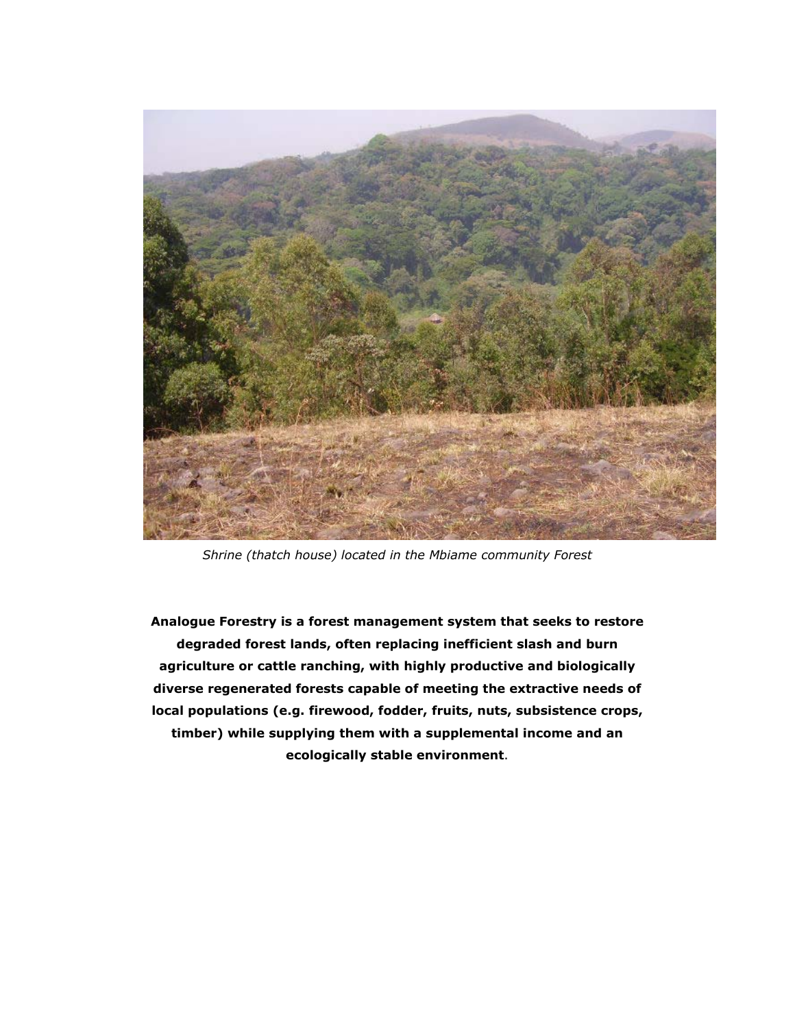*Shrine (thatch house) located in the Mbiame community Forest*

**Analogue Forestry is a forest management system that seeks to restore degraded forest lands, often replacing inefficient slash and burn agriculture or cattle ranching, with highly productive and biologically diverse regenerated forests capable of meeting the extractive needs of local populations (e.g. firewood, fodder, fruits, nuts, subsistence crops, timber) while supplying them with a supplemental income and an ecologically stable environment**.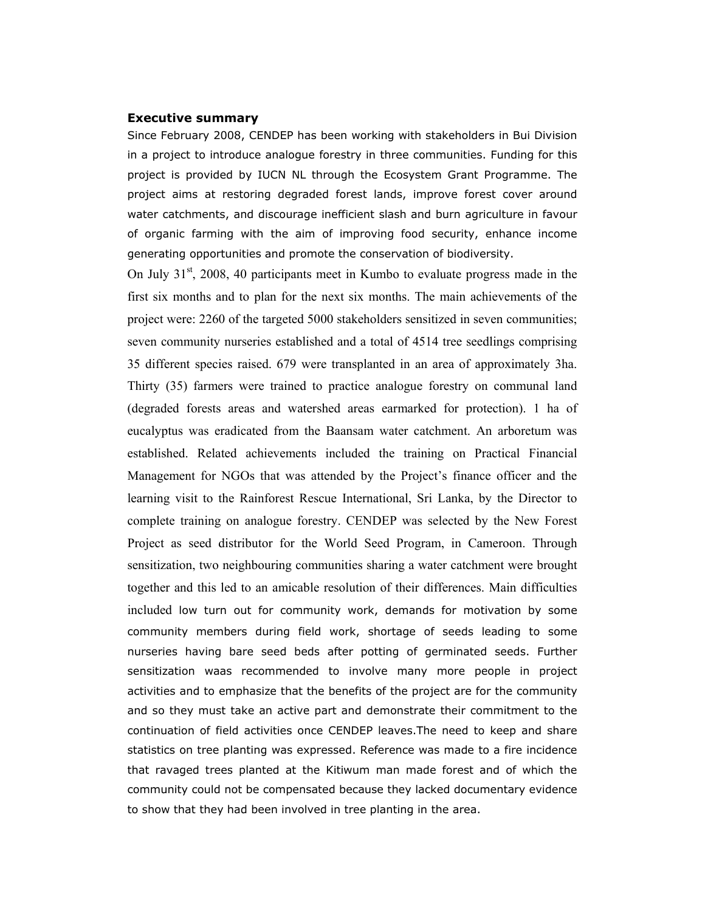**Executive summary**

Since February 2008, CENDEP has been working with stakeholders in Bui Division in a project to introduce analogue forestry in three communities. Funding for this project is provided by IUCN NL through the Ecosystem Grant Programme. The project aims at restoring degraded forest lands, improve forest cover around water catchments, and discourage inefficient slash and burn agriculture in favour of organic farming with the aim of improving food security, enhance income generating opportunities and promote the conservation of biodiversity.

On July 31st, 2008, 40 participants meet in Kumbo to evaluate progress made in the first six months and to plan for the next six months. The main achievements of the project were: 2260 of the targeted 5000 stakeholders sensitized in seven communities; seven community nurseries established and a total of 4514 tree seedlings comprising 35 different species raised. 679 were transplanted in an area of approximately 3ha. Thirty (35) farmers were trained to practice analogue forestry on communal land (degraded forests areas and watershed areas earmarked for protection). 1 ha of eucalyptus was eradicated from the Baansam water catchment. An arboretum was established. Related achievements included the training on Practical Financial Management for NGOs that was attended by the Project's finance officer and the learning visit to the Rainforest Rescue International, Sri Lanka, by the Director to complete training on analogue forestry. CENDEP was selected by the New Forest Project as seed distributor for the World Seed Program, in Cameroon. Through sensitization, two neighbouring communities sharing a water catchment were brought together and this led to an amicable resolution of their differences. Main difficulties included low turn out for community work, demands for motivation by some community members during field work, shortage of seeds leading to some nurseries having bare seed beds after potting of germinated seeds. Further sensitization waas recommended to involve many more people in project activities and to emphasize that the benefits of the project are for the community and so they must take an active part and demonstrate their commitment to the continuation of field activities once CENDEP leaves.The need to keep and share statistics on tree planting was expressed. Reference was made to a fire incidence that ravaged trees planted at the Kitiwum man made forest and of which the community could not be compensated because they lacked documentary evidence to show that they had been involved in tree planting in the area.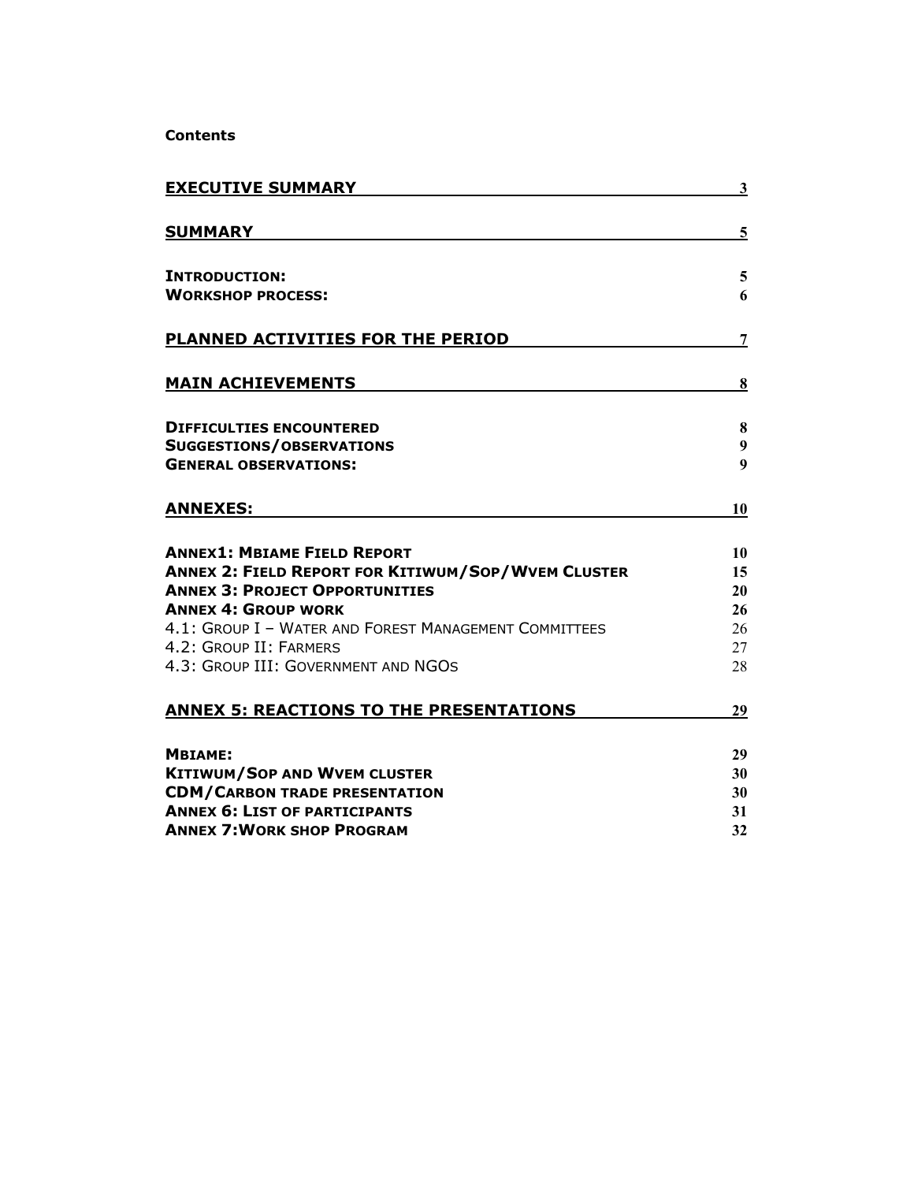**Contents**

| | |
|---|---|
| **EXECUTIVE SUMMARY** | 3 |
| **SUMMARY** | 5 |
| **INTRODUCTION:** | 5 |
| **WORKSHOP PROCESS:** | 6 |
| **PLANNED ACTIVITIES FOR THE PERIOD** | 7 |
| **MAIN ACHIEVEMENTS** | 8 |
| **DIFFICULTIES ENCOUNTERED** | 8 |
| **SUGGESTIONS/OBSERVATIONS** | 9 |
| **GENERAL OBSERVATIONS:** | 9 |
| **ANNEXES:** | 10 |
| **ANNEX1: MBIAME FIELD REPORT** | 10 |
| **ANNEX 2: FIELD REPORT FOR KITIWUM/SOP/WVEM CLUSTER** | 15 |
| **ANNEX 3: PROJECT OPPORTUNITIES** | 20 |
| **ANNEX 4: GROUP WORK** | 26 |
| 4.1: GROUP I – WATER AND FOREST MANAGEMENT COMMITTEES | 26 |
| 4.2: GROUP II: FARMERS | 27 |
| 4.3: GROUP III: GOVERNMENT AND NGOS | 28 |
| **ANNEX 5: REACTIONS TO THE PRESENTATIONS** | 29 |
| **MBIAME:** | 29 |
| **KITIWUM/SOP AND WVEM CLUSTER** | 30 |
| **CDM/CARBON TRADE PRESENTATION** | 30 |
| **ANNEX 6: LIST OF PARTICIPANTS** | 31 |
| **ANNEX 7:WORK SHOP PROGRAM** | 32 |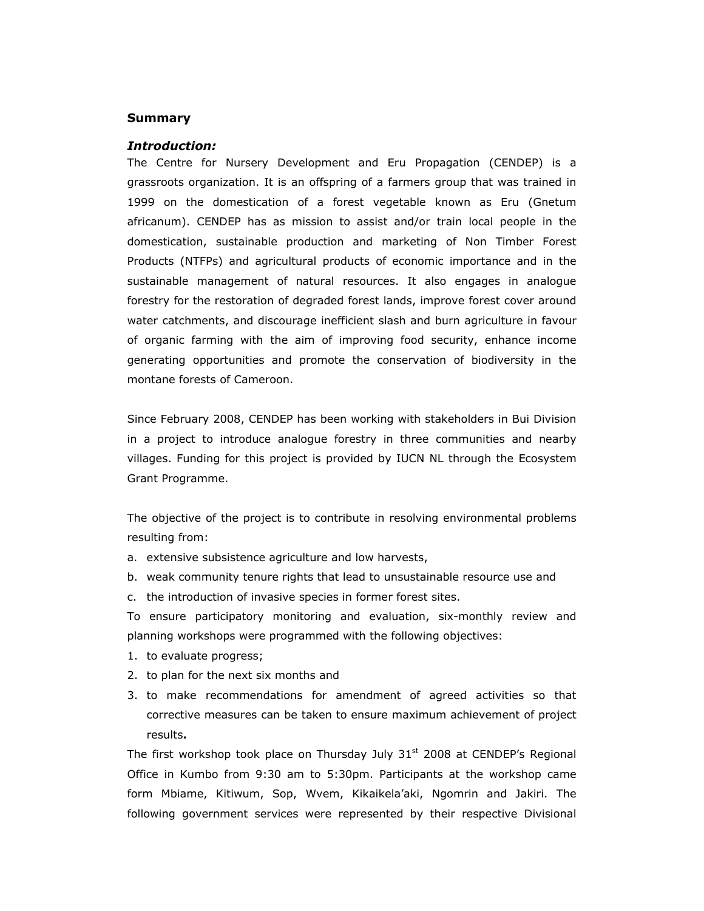## Summary

### *Introduction:*

The Centre for Nursery Development and Eru Propagation (CENDEP) is a grassroots organization. It is an offspring of a farmers group that was trained in 1999 on the domestication of a forest vegetable known as Eru (Gnetum africanum). CENDEP has as mission to assist and/or train local people in the domestication, sustainable production and marketing of Non Timber Forest Products (NTFPs) and agricultural products of economic importance and in the sustainable management of natural resources. It also engages in analogue forestry for the restoration of degraded forest lands, improve forest cover around water catchments, and discourage inefficient slash and burn agriculture in favour of organic farming with the aim of improving food security, enhance income generating opportunities and promote the conservation of biodiversity in the montane forests of Cameroon.

Since February 2008, CENDEP has been working with stakeholders in Bui Division in a project to introduce analogue forestry in three communities and nearby villages. Funding for this project is provided by IUCN NL through the Ecosystem Grant Programme.

The objective of the project is to contribute in resolving environmental problems resulting from:

a. extensive subsistence agriculture and low harvests,
b. weak community tenure rights that lead to unsustainable resource use and
c. the introduction of invasive species in former forest sites.

To ensure participatory monitoring and evaluation, six-monthly review and planning workshops were programmed with the following objectives:

1. to evaluate progress;
2. to plan for the next six months and
3. to make recommendations for amendment of agreed activities so that corrective measures can be taken to ensure maximum achievement of project results**.**

The first workshop took place on Thursday July 31st 2008 at CENDEP's Regional Office in Kumbo from 9:30 am to 5:30pm. Participants at the workshop came form Mbiame, Kitiwum, Sop, Wvem, Kikaikela'aki, Ngomrin and Jakiri. The following government services were represented by their respective Divisional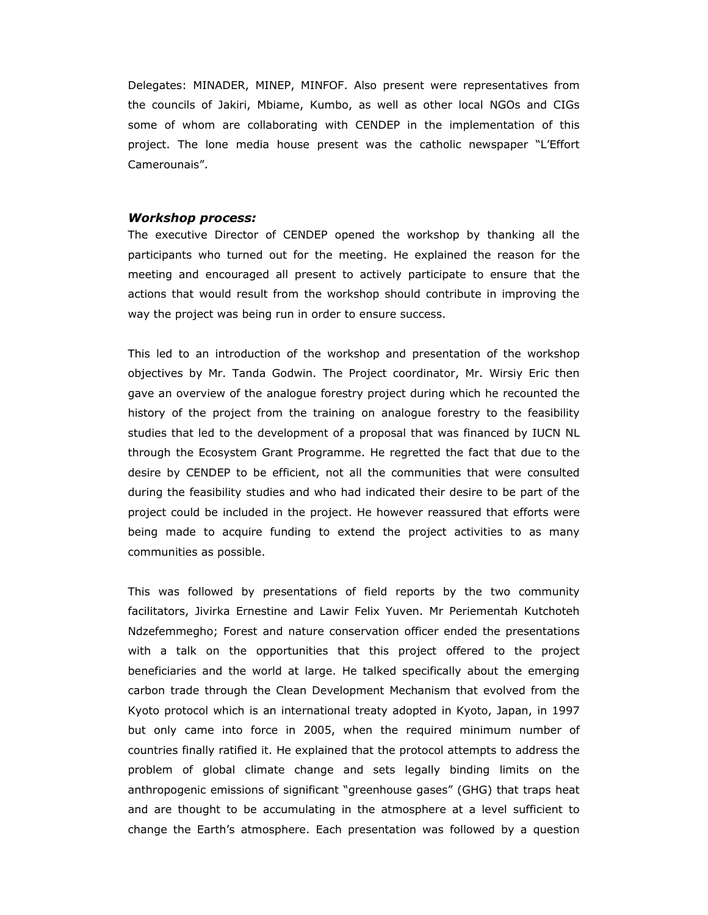Delegates: MINADER, MINEP, MINFOF. Also present were representatives from the councils of Jakiri, Mbiame, Kumbo, as well as other local NGOs and CIGs some of whom are collaborating with CENDEP in the implementation of this project. The lone media house present was the catholic newspaper "L'Effort Camerounais".

### *Workshop process:*

The executive Director of CENDEP opened the workshop by thanking all the participants who turned out for the meeting. He explained the reason for the meeting and encouraged all present to actively participate to ensure that the actions that would result from the workshop should contribute in improving the way the project was being run in order to ensure success.

This led to an introduction of the workshop and presentation of the workshop objectives by Mr. Tanda Godwin. The Project coordinator, Mr. Wirsiy Eric then gave an overview of the analogue forestry project during which he recounted the history of the project from the training on analogue forestry to the feasibility studies that led to the development of a proposal that was financed by IUCN NL through the Ecosystem Grant Programme. He regretted the fact that due to the desire by CENDEP to be efficient, not all the communities that were consulted during the feasibility studies and who had indicated their desire to be part of the project could be included in the project. He however reassured that efforts were being made to acquire funding to extend the project activities to as many communities as possible.

This was followed by presentations of field reports by the two community facilitators, Jivirka Ernestine and Lawir Felix Yuven. Mr Periementah Kutchoteh Ndzefemmegho; Forest and nature conservation officer ended the presentations with a talk on the opportunities that this project offered to the project beneficiaries and the world at large. He talked specifically about the emerging carbon trade through the Clean Development Mechanism that evolved from the Kyoto protocol which is an international treaty adopted in Kyoto, Japan, in 1997 but only came into force in 2005, when the required minimum number of countries finally ratified it. He explained that the protocol attempts to address the problem of global climate change and sets legally binding limits on the anthropogenic emissions of significant "greenhouse gases" (GHG) that traps heat and are thought to be accumulating in the atmosphere at a level sufficient to change the Earth's atmosphere. Each presentation was followed by a question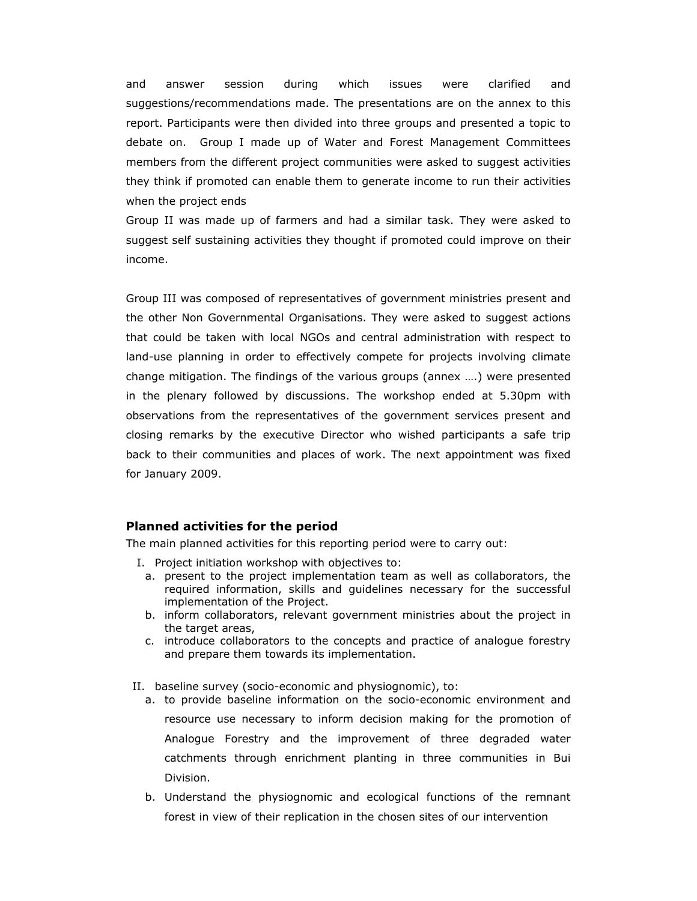and answer session during which issues were clarified and suggestions/recommendations made. The presentations are on the annex to this report. Participants were then divided into three groups and presented a topic to debate on. Group I made up of Water and Forest Management Committees members from the different project communities were asked to suggest activities they think if promoted can enable them to generate income to run their activities when the project ends

Group II was made up of farmers and had a similar task. They were asked to suggest self sustaining activities they thought if promoted could improve on their income.

Group III was composed of representatives of government ministries present and the other Non Governmental Organisations. They were asked to suggest actions that could be taken with local NGOs and central administration with respect to land-use planning in order to effectively compete for projects involving climate change mitigation. The findings of the various groups (annex ….) were presented in the plenary followed by discussions. The workshop ended at 5.30pm with observations from the representatives of the government services present and closing remarks by the executive Director who wished participants a safe trip back to their communities and places of work. The next appointment was fixed for January 2009.

### Planned activities for the period

The main planned activities for this reporting period were to carry out:

I. Project initiation workshop with objectives to:
   a. present to the project implementation team as well as collaborators, the required information, skills and guidelines necessary for the successful implementation of the Project.
   b. inform collaborators, relevant government ministries about the project in the target areas,
   c. introduce collaborators to the concepts and practice of analogue forestry and prepare them towards its implementation.

II. baseline survey (socio-economic and physiognomic), to:
   a. to provide baseline information on the socio-economic environment and resource use necessary to inform decision making for the promotion of Analogue Forestry and the improvement of three degraded water catchments through enrichment planting in three communities in Bui Division.
   b. Understand the physiognomic and ecological functions of the remnant forest in view of their replication in the chosen sites of our intervention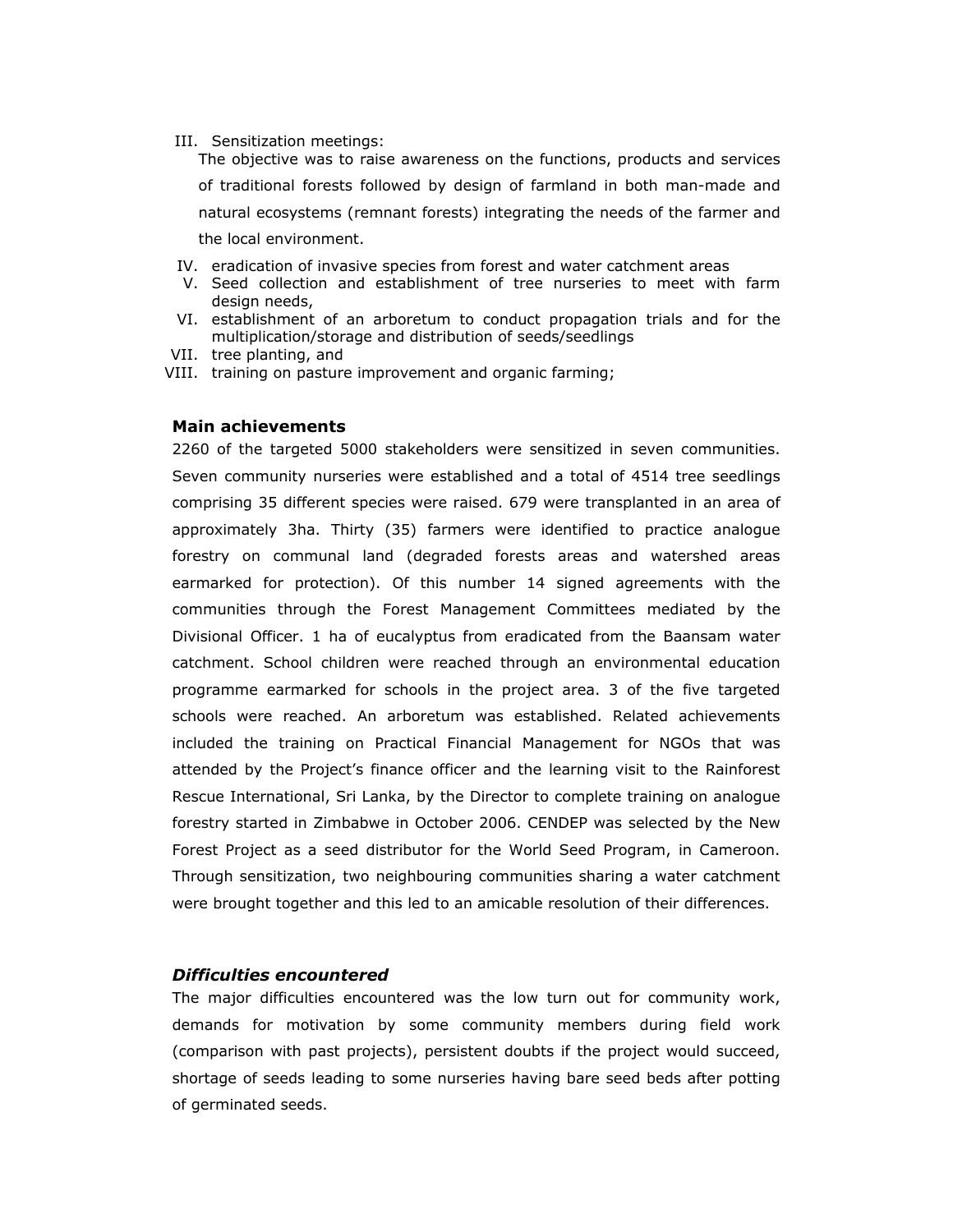III. Sensitization meetings:

   The objective was to raise awareness on the functions, products and services of traditional forests followed by design of farmland in both man-made and natural ecosystems (remnant forests) integrating the needs of the farmer and the local environment.

IV. eradication of invasive species from forest and water catchment areas

V. Seed collection and establishment of tree nurseries to meet with farm design needs,

VI. establishment of an arboretum to conduct propagation trials and for the multiplication/storage and distribution of seeds/seedlings

VII. tree planting, and

VIII. training on pasture improvement and organic farming;

### Main achievements

2260 of the targeted 5000 stakeholders were sensitized in seven communities. Seven community nurseries were established and a total of 4514 tree seedlings comprising 35 different species were raised. 679 were transplanted in an area of approximately 3ha. Thirty (35) farmers were identified to practice analogue forestry on communal land (degraded forests areas and watershed areas earmarked for protection). Of this number 14 signed agreements with the communities through the Forest Management Committees mediated by the Divisional Officer. 1 ha of eucalyptus from eradicated from the Baansam water catchment. School children were reached through an environmental education programme earmarked for schools in the project area. 3 of the five targeted schools were reached. An arboretum was established. Related achievements included the training on Practical Financial Management for NGOs that was attended by the Project's finance officer and the learning visit to the Rainforest Rescue International, Sri Lanka, by the Director to complete training on analogue forestry started in Zimbabwe in October 2006. CENDEP was selected by the New Forest Project as a seed distributor for the World Seed Program, in Cameroon. Through sensitization, two neighbouring communities sharing a water catchment were brought together and this led to an amicable resolution of their differences.

### *Difficulties encountered*

The major difficulties encountered was the low turn out for community work, demands for motivation by some community members during field work (comparison with past projects), persistent doubts if the project would succeed, shortage of seeds leading to some nurseries having bare seed beds after potting of germinated seeds.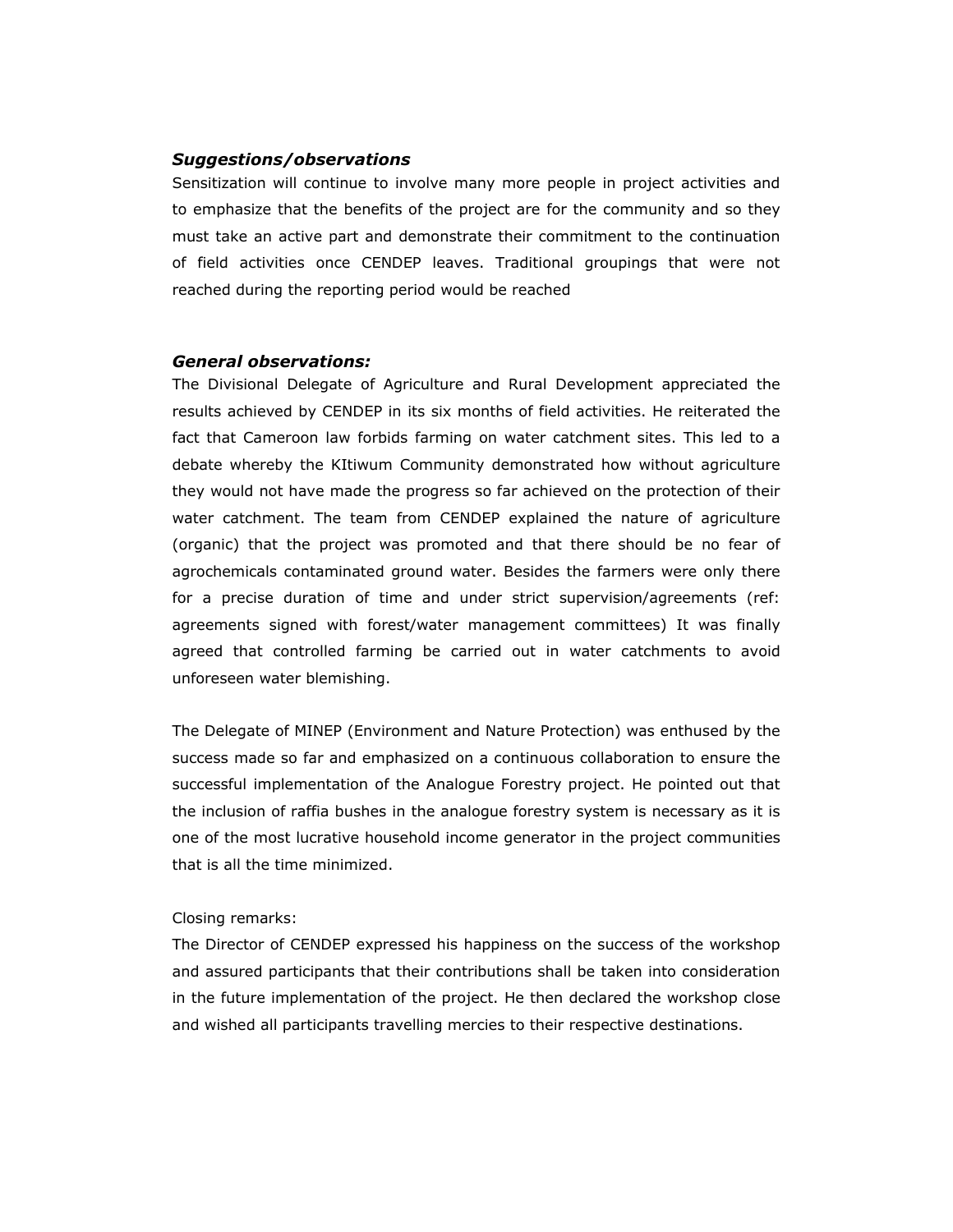### *Suggestions/observations*

Sensitization will continue to involve many more people in project activities and to emphasize that the benefits of the project are for the community and so they must take an active part and demonstrate their commitment to the continuation of field activities once CENDEP leaves. Traditional groupings that were not reached during the reporting period would be reached

### *General observations:*

The Divisional Delegate of Agriculture and Rural Development appreciated the results achieved by CENDEP in its six months of field activities. He reiterated the fact that Cameroon law forbids farming on water catchment sites. This led to a debate whereby the KItiwum Community demonstrated how without agriculture they would not have made the progress so far achieved on the protection of their water catchment. The team from CENDEP explained the nature of agriculture (organic) that the project was promoted and that there should be no fear of agrochemicals contaminated ground water. Besides the farmers were only there for a precise duration of time and under strict supervision/agreements (ref: agreements signed with forest/water management committees) It was finally agreed that controlled farming be carried out in water catchments to avoid unforeseen water blemishing.

The Delegate of MINEP (Environment and Nature Protection) was enthused by the success made so far and emphasized on a continuous collaboration to ensure the successful implementation of the Analogue Forestry project. He pointed out that the inclusion of raffia bushes in the analogue forestry system is necessary as it is one of the most lucrative household income generator in the project communities that is all the time minimized.

Closing remarks:

The Director of CENDEP expressed his happiness on the success of the workshop and assured participants that their contributions shall be taken into consideration in the future implementation of the project. He then declared the workshop close and wished all participants travelling mercies to their respective destinations.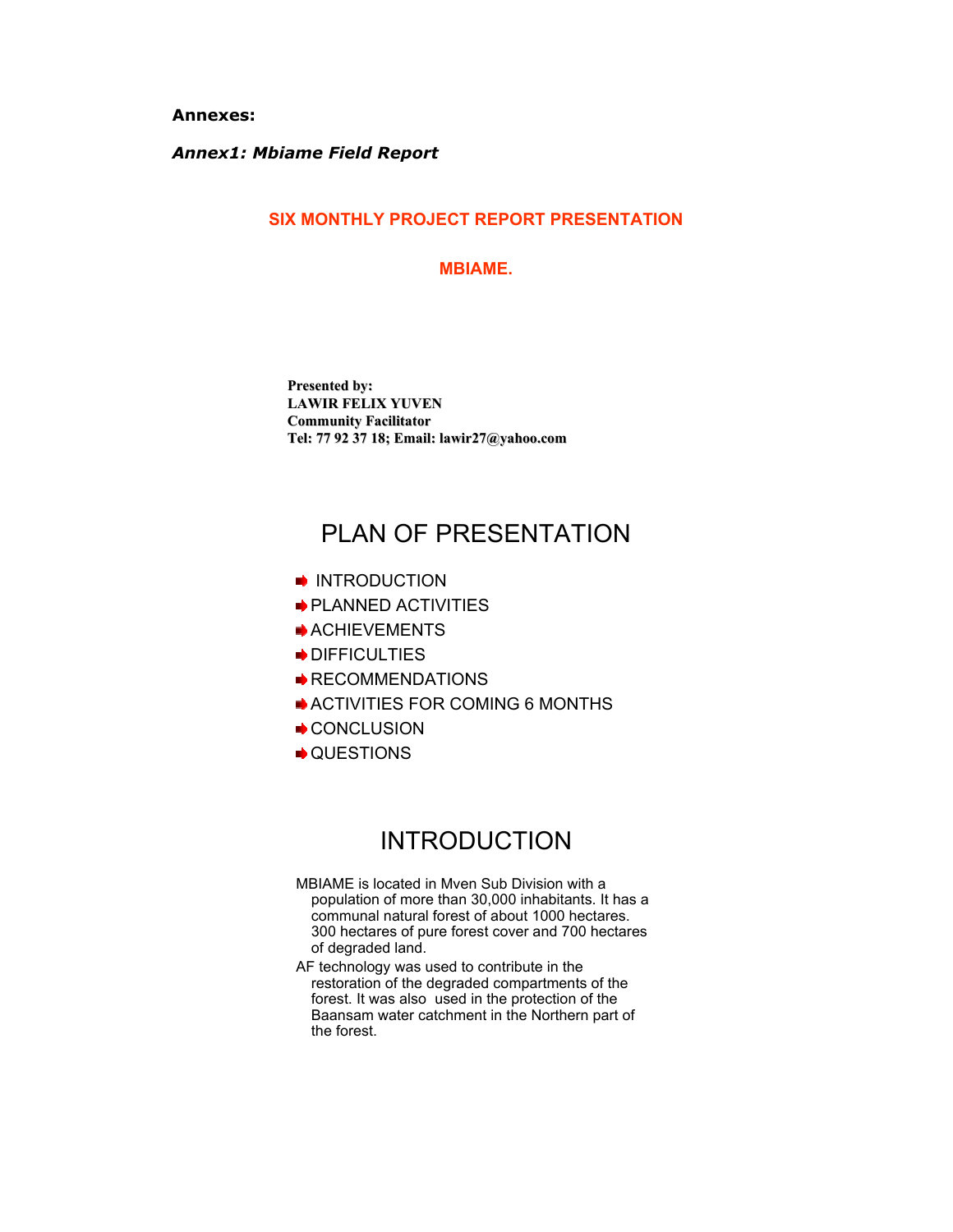**Annexes:**

***Annex1: Mbiame Field Report***

## SIX MONTHLY PROJECT REPORT PRESENTATION

## MBIAME.

**Presented by:**
**LAWIR FELIX YUVEN**
**Community Facilitator**
**Tel: 77 92 37 18; Email: lawir27@yahoo.com**

# PLAN OF PRESENTATION

- INTRODUCTION
- PLANNED ACTIVITIES
- ACHIEVEMENTS
- DIFFICULTIES
- RECOMMENDATIONS
- ACTIVITIES FOR COMING 6 MONTHS
- CONCLUSION
- QUESTIONS

# INTRODUCTION

MBIAME is located in Mven Sub Division with a population of more than 30,000 inhabitants. It has a communal natural forest of about 1000 hectares. 300 hectares of pure forest cover and 700 hectares of degraded land.

AF technology was used to contribute in the restoration of the degraded compartments of the forest. It was also used in the protection of the Baansam water catchment in the Northern part of the forest.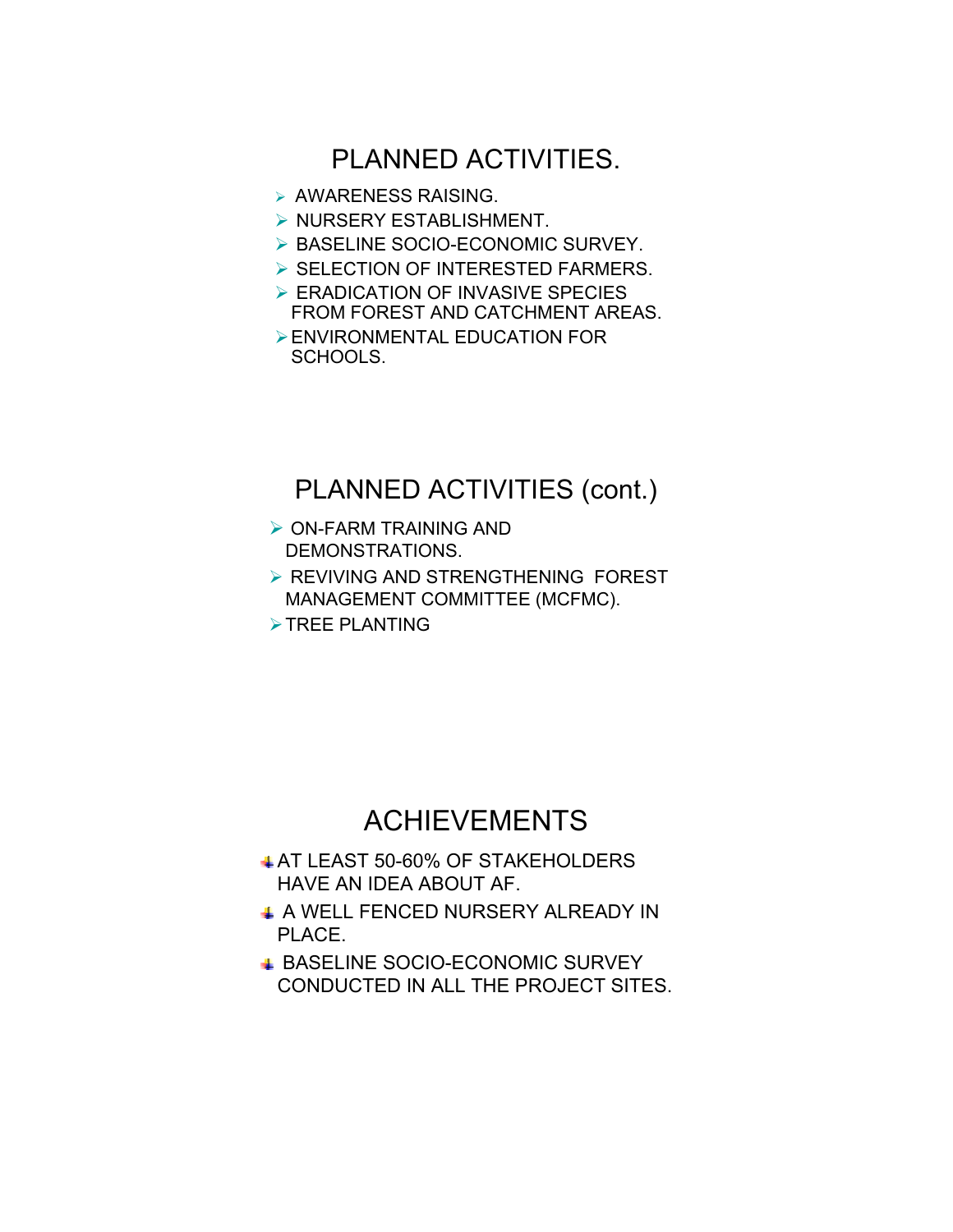## PLANNED ACTIVITIES.

- AWARENESS RAISING.
- NURSERY ESTABLISHMENT.
- BASELINE SOCIO-ECONOMIC SURVEY.
- SELECTION OF INTERESTED FARMERS.
- ERADICATION OF INVASIVE SPECIES FROM FOREST AND CATCHMENT AREAS.
- ENVIRONMENTAL EDUCATION FOR SCHOOLS.

## PLANNED ACTIVITIES (cont.)

- ON-FARM TRAINING AND DEMONSTRATIONS.
- REVIVING AND STRENGTHENING FOREST MANAGEMENT COMMITTEE (MCFMC).
- TREE PLANTING

## ACHIEVEMENTS

- AT LEAST 50-60% OF STAKEHOLDERS HAVE AN IDEA ABOUT AF.
- A WELL FENCED NURSERY ALREADY IN PLACE.
- BASELINE SOCIO-ECONOMIC SURVEY CONDUCTED IN ALL THE PROJECT SITES.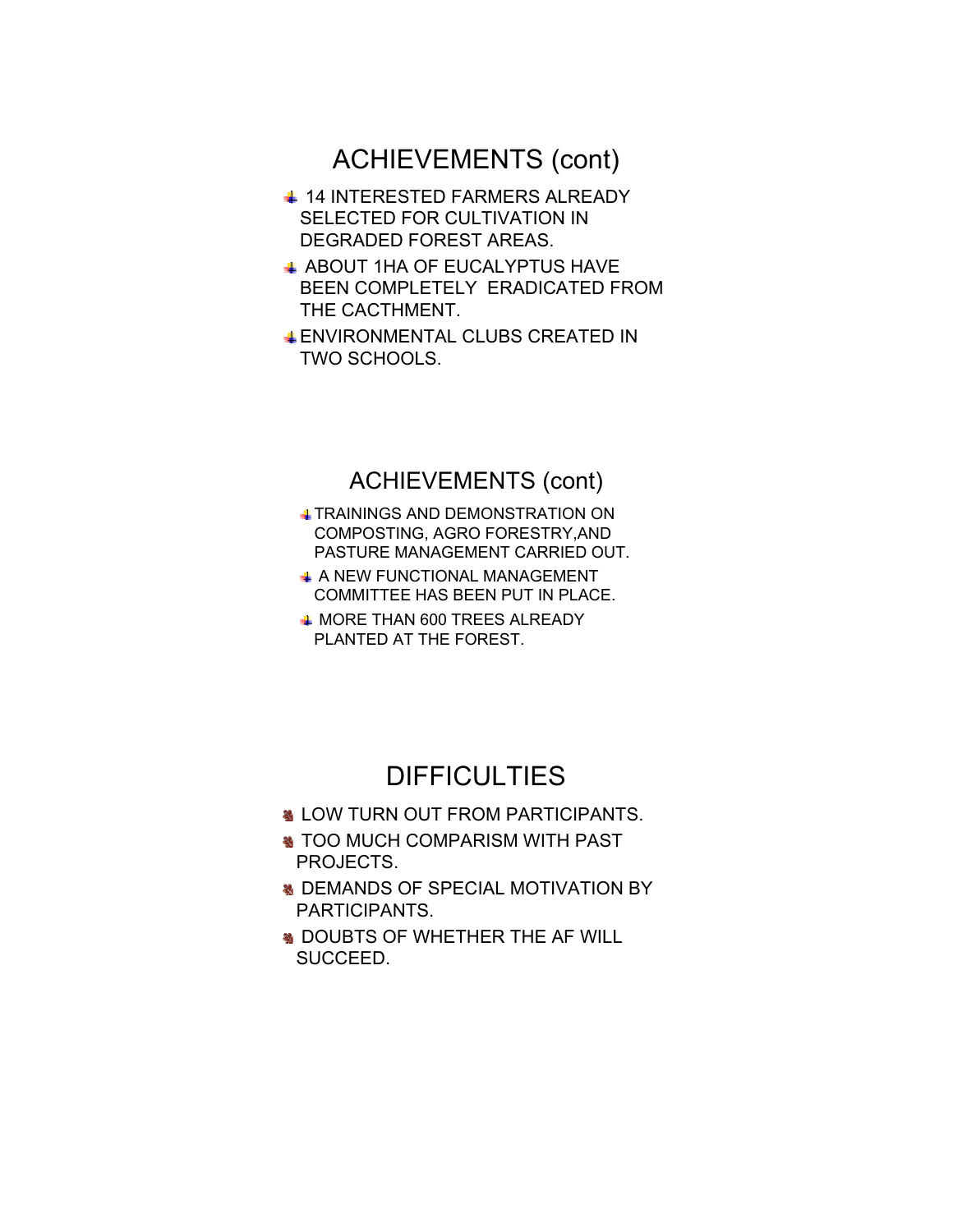## ACHIEVEMENTS (cont)

- 14 INTERESTED FARMERS ALREADY SELECTED FOR CULTIVATION IN DEGRADED FOREST AREAS.
- ABOUT 1HA OF EUCALYPTUS HAVE BEEN COMPLETELY ERADICATED FROM THE CACTHMENT.
- ENVIRONMENTAL CLUBS CREATED IN TWO SCHOOLS.

## ACHIEVEMENTS (cont)

- TRAININGS AND DEMONSTRATION ON COMPOSTING, AGRO FORESTRY,AND PASTURE MANAGEMENT CARRIED OUT.
- A NEW FUNCTIONAL MANAGEMENT COMMITTEE HAS BEEN PUT IN PLACE.
- MORE THAN 600 TREES ALREADY PLANTED AT THE FOREST.

## DIFFICULTIES

- LOW TURN OUT FROM PARTICIPANTS.
- TOO MUCH COMPARISM WITH PAST PROJECTS.
- DEMANDS OF SPECIAL MOTIVATION BY PARTICIPANTS.
- DOUBTS OF WHETHER THE AF WILL SUCCEED.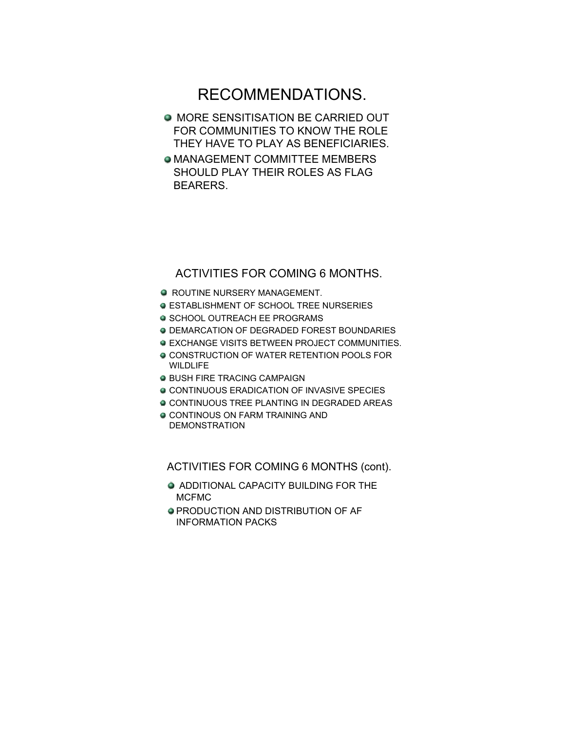## RECOMMENDATIONS.

- MORE SENSITISATION BE CARRIED OUT FOR COMMUNITIES TO KNOW THE ROLE THEY HAVE TO PLAY AS BENEFICIARIES.
- MANAGEMENT COMMITTEE MEMBERS SHOULD PLAY THEIR ROLES AS FLAG BEARERS.

## ACTIVITIES FOR COMING 6 MONTHS.

- ROUTINE NURSERY MANAGEMENT.
- ESTABLISHMENT OF SCHOOL TREE NURSERIES
- SCHOOL OUTREACH EE PROGRAMS
- DEMARCATION OF DEGRADED FOREST BOUNDARIES
- EXCHANGE VISITS BETWEEN PROJECT COMMUNITIES.
- CONSTRUCTION OF WATER RETENTION POOLS FOR WILDLIFE
- BUSH FIRE TRACING CAMPAIGN
- CONTINUOUS ERADICATION OF INVASIVE SPECIES
- CONTINUOUS TREE PLANTING IN DEGRADED AREAS
- CONTINOUS ON FARM TRAINING AND DEMONSTRATION

## ACTIVITIES FOR COMING 6 MONTHS (cont).

- ADDITIONAL CAPACITY BUILDING FOR THE MCFMC
- PRODUCTION AND DISTRIBUTION OF AF INFORMATION PACKS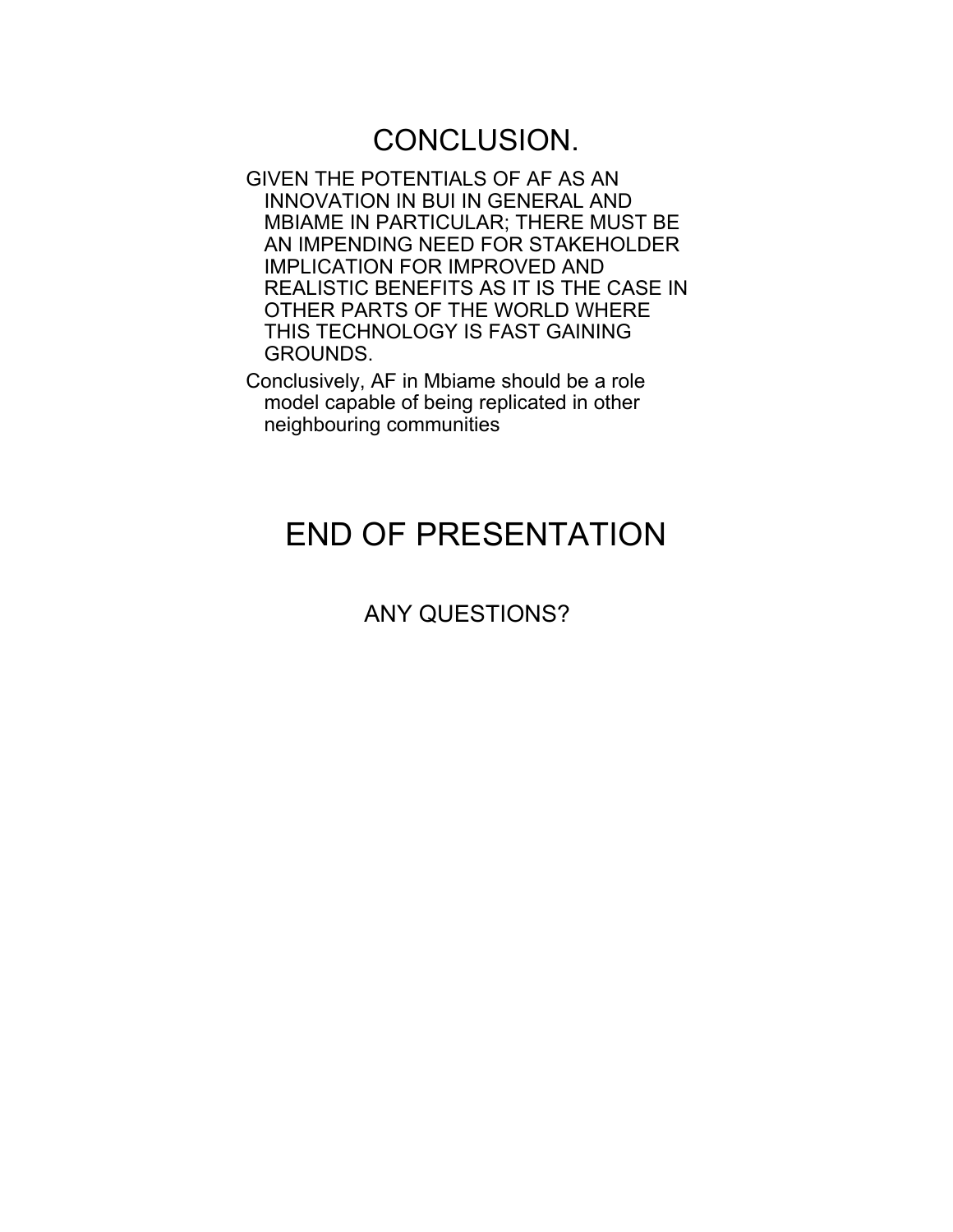# CONCLUSION.

GIVEN THE POTENTIALS OF AF AS AN INNOVATION IN BUI IN GENERAL AND MBIAME IN PARTICULAR; THERE MUST BE AN IMPENDING NEED FOR STAKEHOLDER IMPLICATION FOR IMPROVED AND REALISTIC BENEFITS AS IT IS THE CASE IN OTHER PARTS OF THE WORLD WHERE THIS TECHNOLOGY IS FAST GAINING GROUNDS.

Conclusively, AF in Mbiame should be a role model capable of being replicated in other neighbouring communities

# END OF PRESENTATION

ANY QUESTIONS?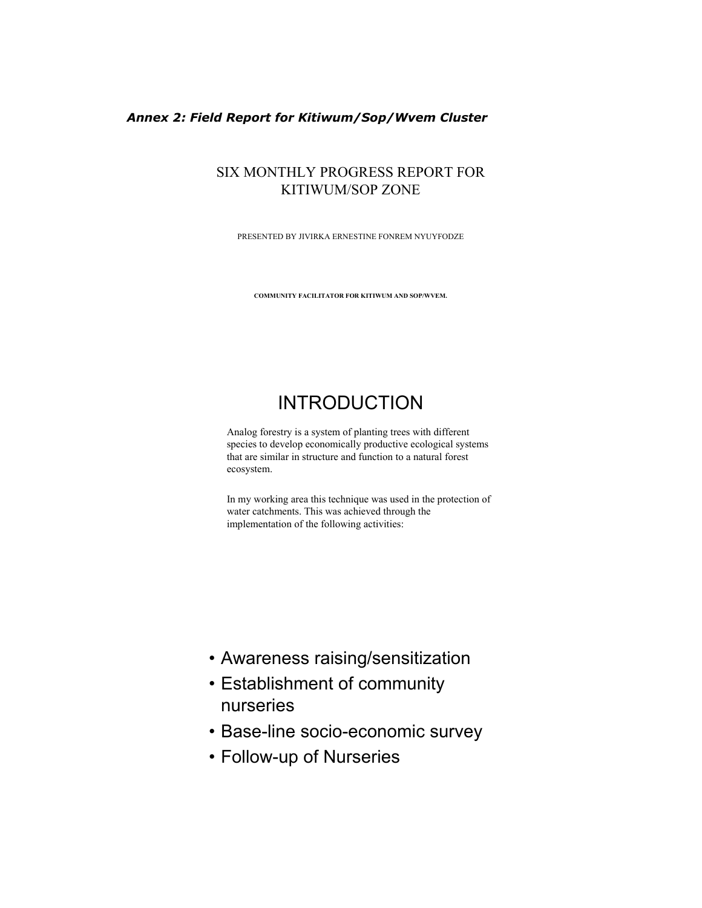***Annex 2: Field Report for Kitiwum/Sop/Wvem Cluster***

# SIX MONTHLY PROGRESS REPORT FOR KITIWUM/SOP ZONE

PRESENTED BY JIVIRKA ERNESTINE FONREM NYUYFODZE

**COMMUNITY FACILITATOR FOR KITIWUM AND SOP/WVEM.**

## INTRODUCTION

Analog forestry is a system of planting trees with different species to develop economically productive ecological systems that are similar in structure and function to a natural forest ecosystem.

In my working area this technique was used in the protection of water catchments. This was achieved through the implementation of the following activities:

- Awareness raising/sensitization
- Establishment of community nurseries
- Base-line socio-economic survey
- Follow-up of Nurseries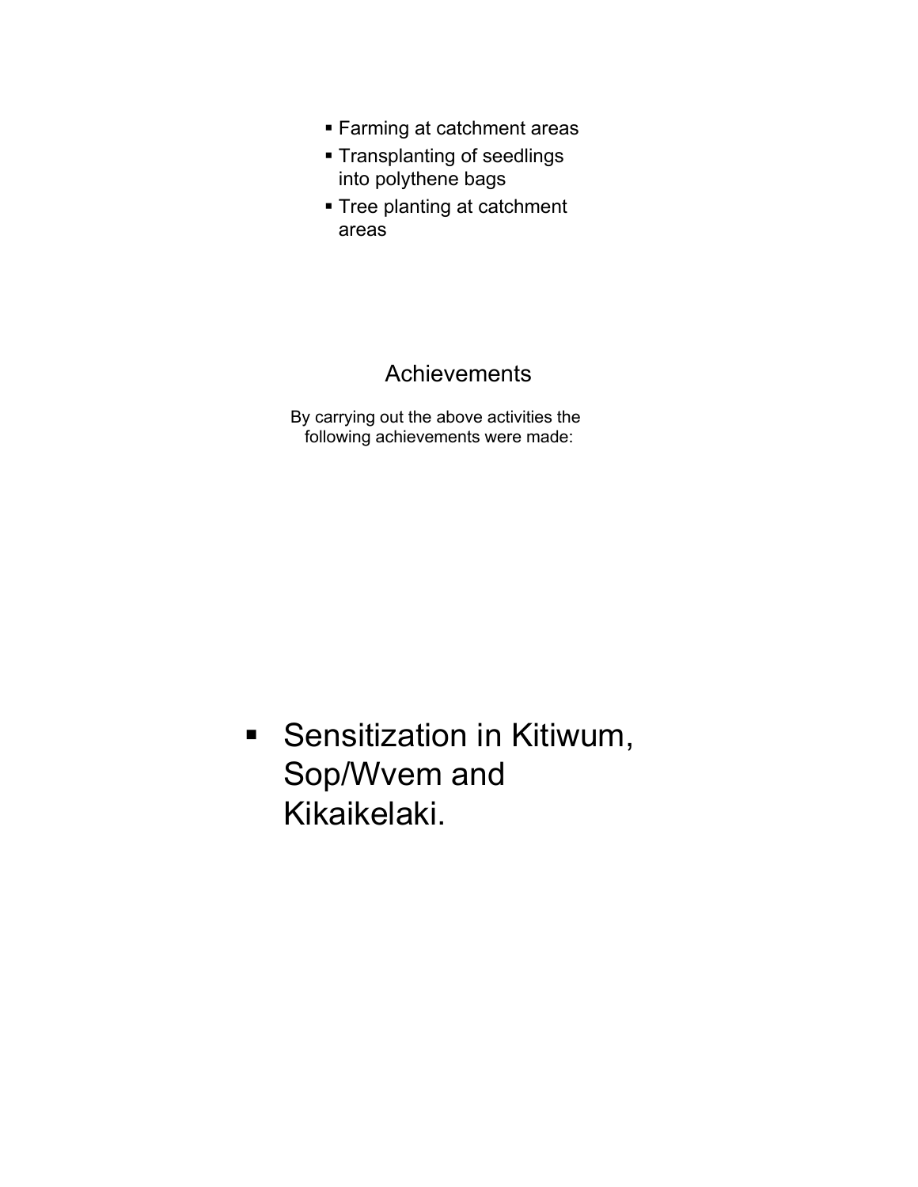- Farming at catchment areas
- Transplanting of seedlings into polythene bags
- Tree planting at catchment areas

## Achievements

By carrying out the above activities the following achievements were made:

- Sensitization in Kitiwum, Sop/Wvem and Kikaikelaki.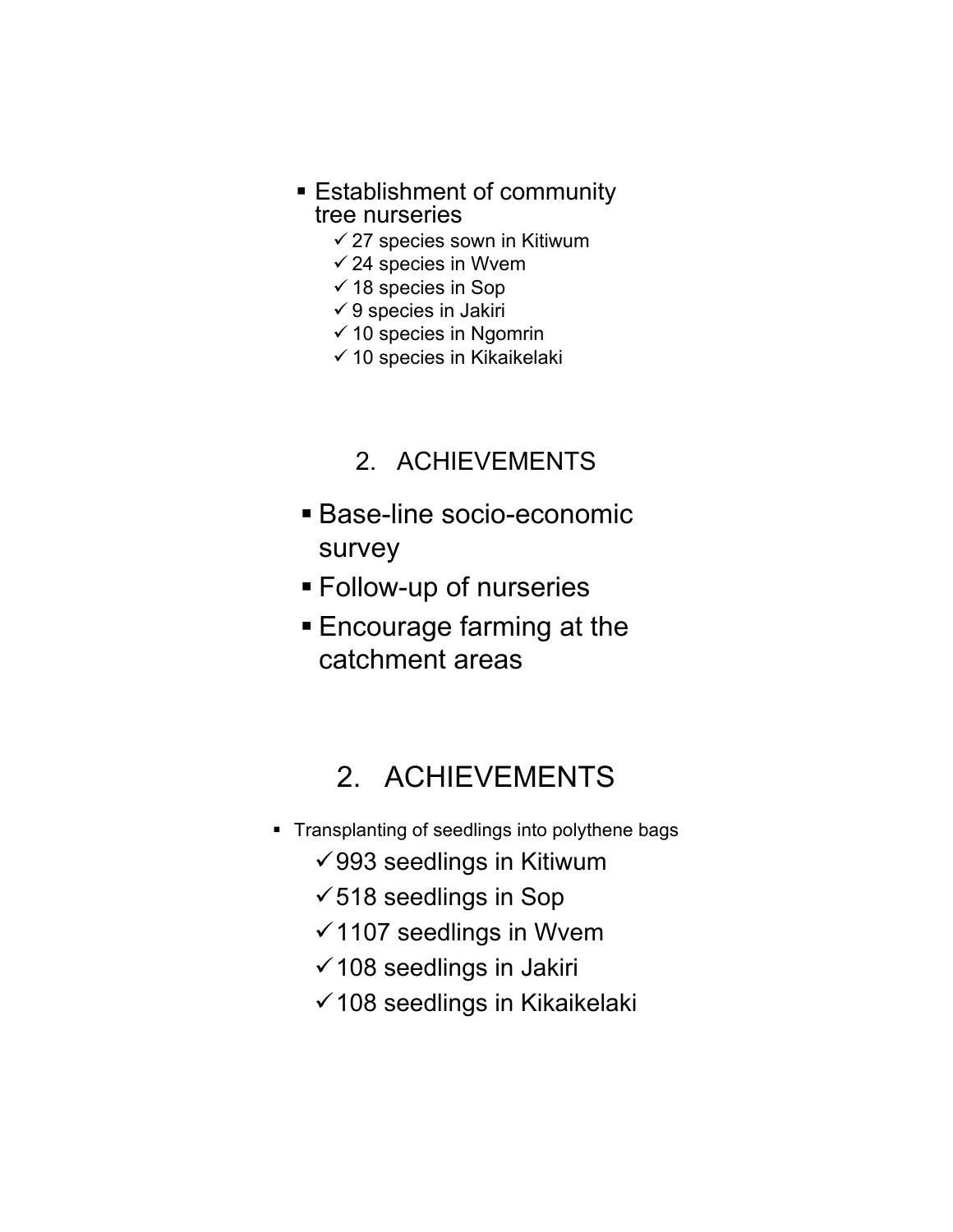- Establishment of community tree nurseries
  - ✓ 27 species sown in Kitiwum
  - ✓ 24 species in Wvem
  - ✓ 18 species in Sop
  - ✓ 9 species in Jakiri
  - ✓ 10 species in Ngomrin
  - ✓ 10 species in Kikaikelaki

## 2. ACHIEVEMENTS

- Base-line socio-economic survey
- Follow-up of nurseries
- Encourage farming at the catchment areas

## 2. ACHIEVEMENTS

- Transplanting of seedlings into polythene bags
  - ✓ 993 seedlings in Kitiwum
  - ✓ 518 seedlings in Sop
  - ✓ 1107 seedlings in Wvem
  - ✓ 108 seedlings in Jakiri
  - ✓ 108 seedlings in Kikaikelaki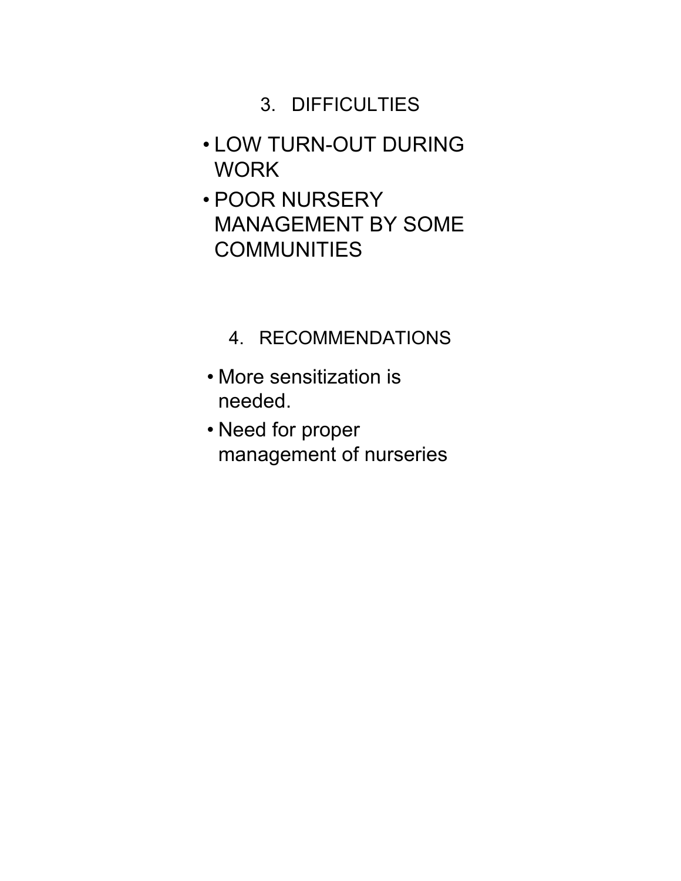## 3. DIFFICULTIES

- LOW TURN-OUT DURING WORK
- POOR NURSERY MANAGEMENT BY SOME COMMUNITIES

## 4. RECOMMENDATIONS

- More sensitization is needed.
- Need for proper management of nurseries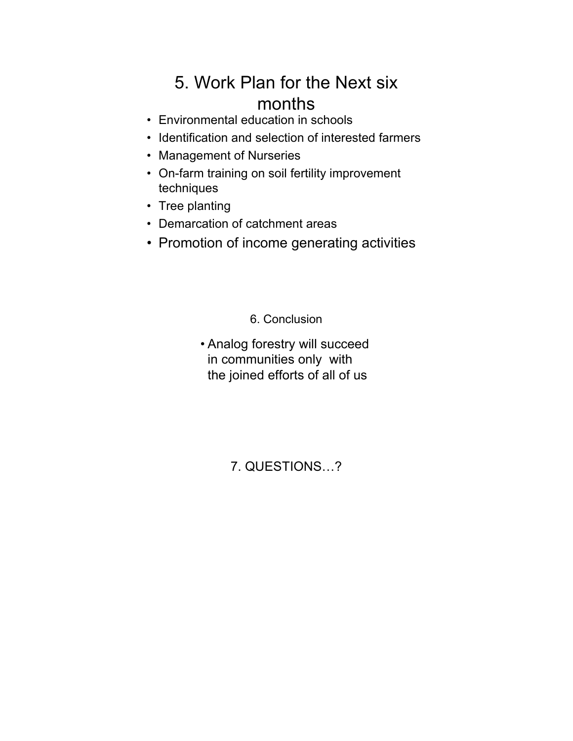## 5. Work Plan for the Next six months

- Environmental education in schools
- Identification and selection of interested farmers
- Management of Nurseries
- On-farm training on soil fertility improvement techniques
- Tree planting
- Demarcation of catchment areas
- Promotion of income generating activities

## 6. Conclusion

- Analog forestry will succeed in communities only with the joined efforts of all of us

## 7. QUESTIONS…?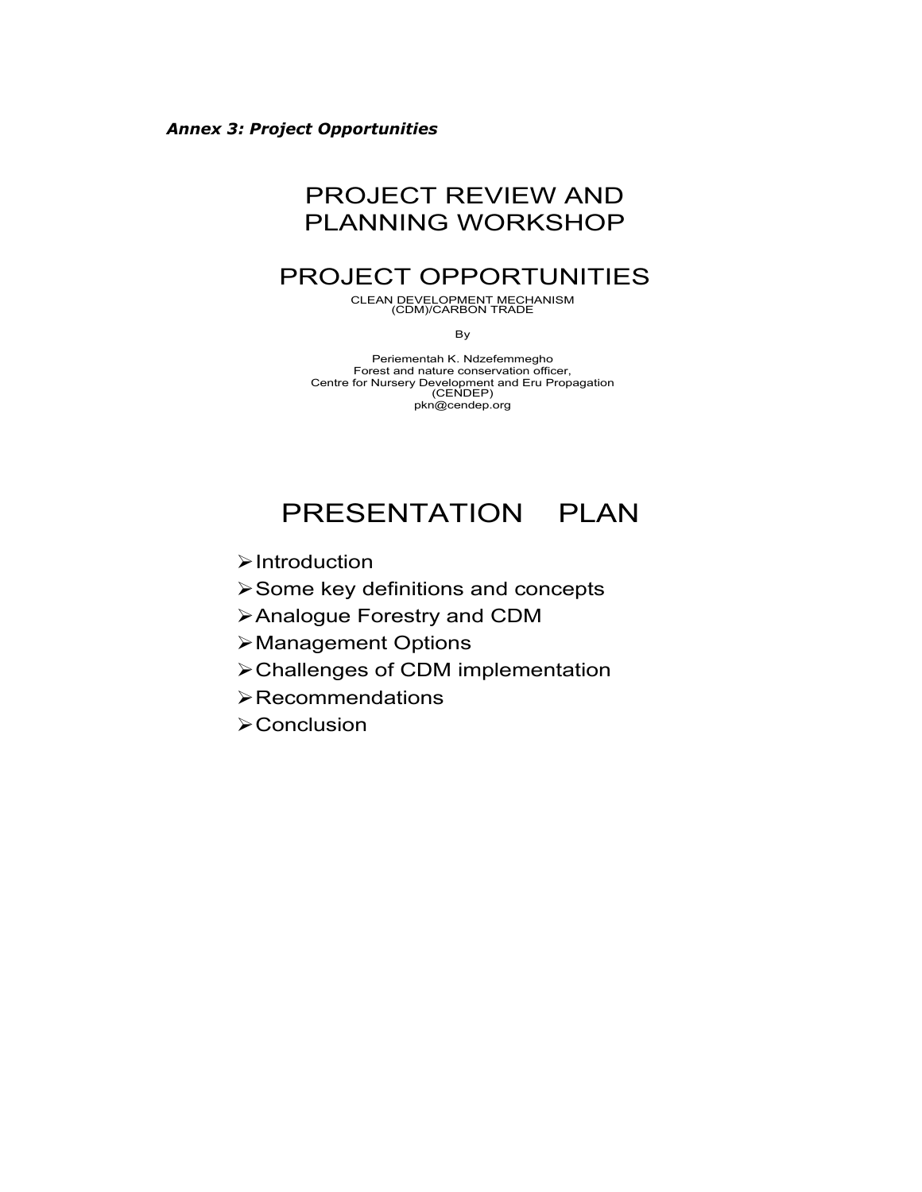***Annex 3: Project Opportunities***

# PROJECT REVIEW AND PLANNING WORKSHOP

# PROJECT OPPORTUNITIES

CLEAN DEVELOPMENT MECHANISM (CDM)/CARBON TRADE

By

Periementah K. Ndzefemmegho
Forest and nature conservation officer,
Centre for Nursery Development and Eru Propagation (CENDEP)
pkn@cendep.org

# PRESENTATION PLAN

- Introduction
- Some key definitions and concepts
- Analogue Forestry and CDM
- Management Options
- Challenges of CDM implementation
- Recommendations
- Conclusion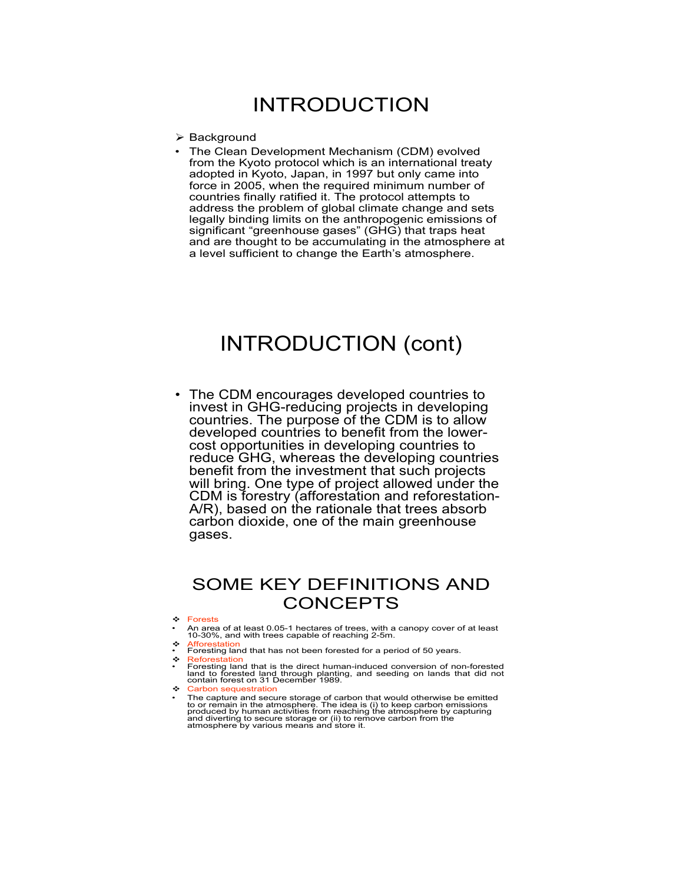# INTRODUCTION

- Background

- The Clean Development Mechanism (CDM) evolved from the Kyoto protocol which is an international treaty adopted in Kyoto, Japan, in 1997 but only came into force in 2005, when the required minimum number of countries finally ratified it. The protocol attempts to address the problem of global climate change and sets legally binding limits on the anthropogenic emissions of significant "greenhouse gases" (GHG) that traps heat and are thought to be accumulating in the atmosphere at a level sufficient to change the Earth's atmosphere.

# INTRODUCTION (cont)

- The CDM encourages developed countries to invest in GHG-reducing projects in developing countries. The purpose of the CDM is to allow developed countries to benefit from the lower-cost opportunities in developing countries to reduce GHG, whereas the developing countries benefit from the investment that such projects will bring. One type of project allowed under the CDM is forestry (afforestation and reforestation- A/R), based on the rationale that trees absorb carbon dioxide, one of the main greenhouse gases.

# SOME KEY DEFINITIONS AND CONCEPTS

- Forests
  - An area of at least 0.05-1 hectares of trees, with a canopy cover of at least 10-30%, and with trees capable of reaching 2-5m.
- Afforestation
  - Foresting land that has not been forested for a period of 50 years.
- Reforestation
  - Foresting land that is the direct human-induced conversion of non-forested land to forested land through planting, and seeding on lands that did not contain forest on 31 December 1989.
- Carbon sequestration
  - The capture and secure storage of carbon that would otherwise be emitted to or remain in the atmosphere. The idea is (i) to keep carbon emissions produced by human activities from reaching the atmosphere by capturing and diverting to secure storage or (ii) to remove carbon from the atmosphere by various means and store it.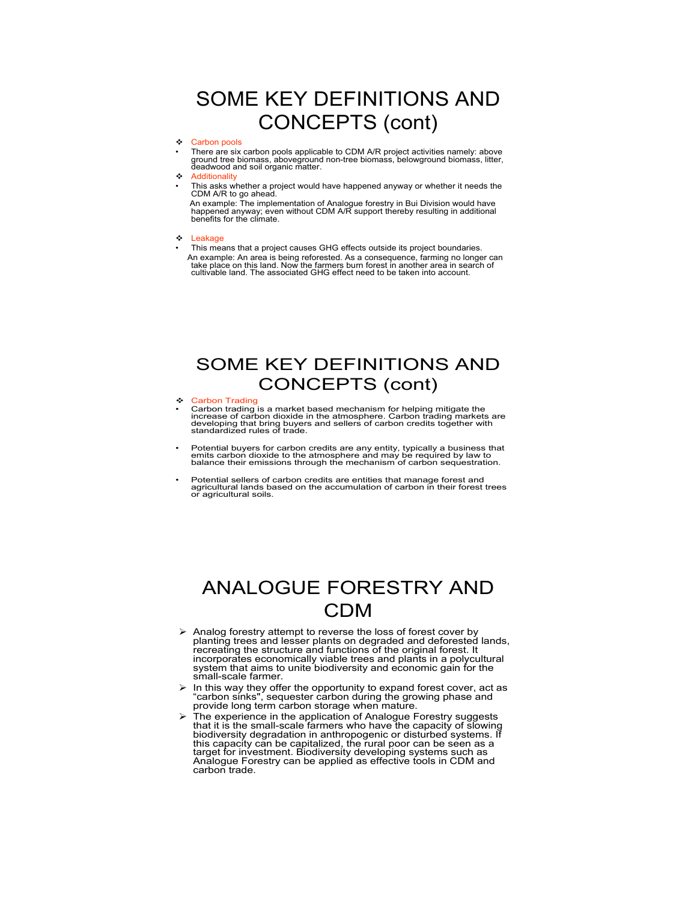# SOME KEY DEFINITIONS AND CONCEPTS (cont)

- **Carbon pools**
  - There are six carbon pools applicable to CDM A/R project activities namely: above ground tree biomass, aboveground non-tree biomass, belowground biomass, litter, deadwood and soil organic matter.
- **Additionality**
  - This asks whether a project would have happened anyway or whether it needs the CDM A/R to go ahead.

    An example: The implementation of Analogue forestry in Bui Division would have happened anyway; even without CDM A/R support thereby resulting in additional benefits for the climate.
- **Leakage**
  - This means that a project causes GHG effects outside its project boundaries.

    An example: An area is being reforested. As a consequence, farming no longer can take place on this land. Now the farmers burn forest in another area in search of cultivable land. The associated GHG effect need to be taken into account.

# SOME KEY DEFINITIONS AND CONCEPTS (cont)

- **Carbon Trading**
  - Carbon trading is a market based mechanism for helping mitigate the increase of carbon dioxide in the atmosphere. Carbon trading markets are developing that bring buyers and sellers of carbon credits together with standardized rules of trade.
  - Potential buyers for carbon credits are any entity, typically a business that emits carbon dioxide to the atmosphere and may be required by law to balance their emissions through the mechanism of carbon sequestration.
  - Potential sellers of carbon credits are entities that manage forest and agricultural lands based on the accumulation of carbon in their forest trees or agricultural soils.

# ANALOGUE FORESTRY AND CDM

- Analog forestry attempt to reverse the loss of forest cover by planting trees and lesser plants on degraded and deforested lands, recreating the structure and functions of the original forest. It incorporates economically viable trees and plants in a polycultural system that aims to unite biodiversity and economic gain for the small-scale farmer.
- In this way they offer the opportunity to expand forest cover, act as "carbon sinks", sequester carbon during the growing phase and provide long term carbon storage when mature.
- The experience in the application of Analogue Forestry suggests that it is the small-scale farmers who have the capacity of slowing biodiversity degradation in anthropogenic or disturbed systems. If this capacity can be capitalized, the rural poor can be seen as a target for investment. Biodiversity developing systems such as Analogue Forestry can be applied as effective tools in CDM and carbon trade.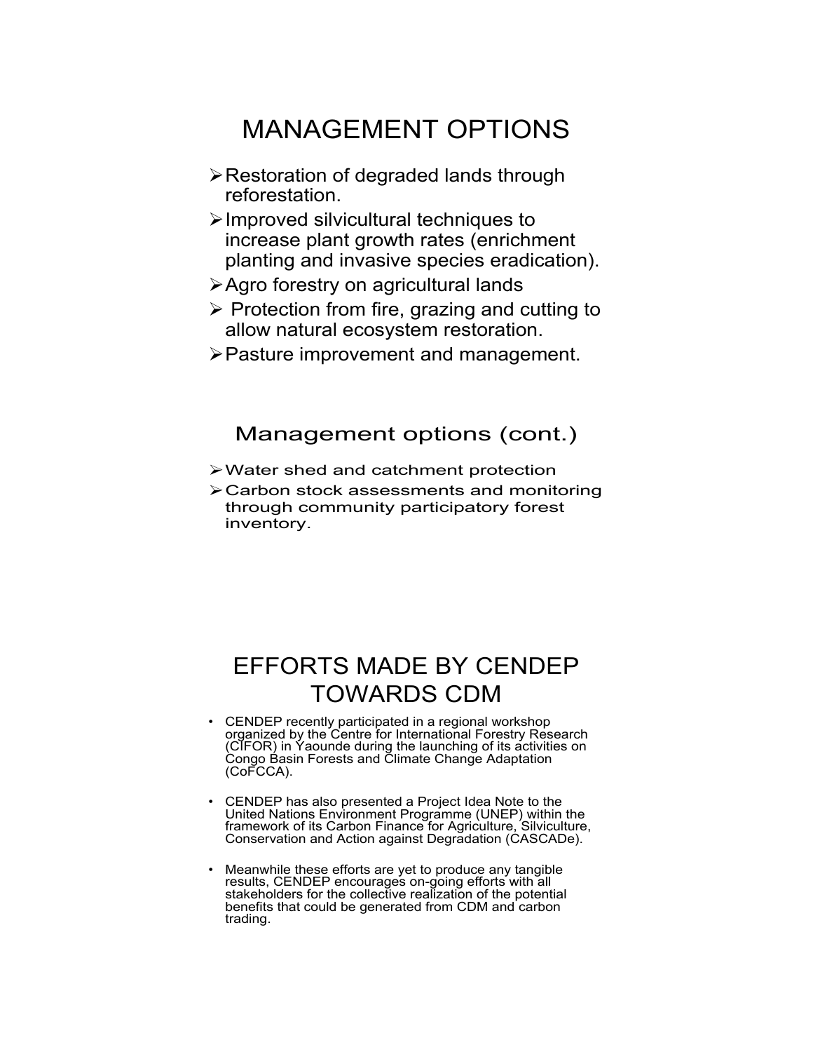# MANAGEMENT OPTIONS

- Restoration of degraded lands through reforestation.
- Improved silvicultural techniques to increase plant growth rates (enrichment planting and invasive species eradication).
- Agro forestry on agricultural lands
- Protection from fire, grazing and cutting to allow natural ecosystem restoration.
- Pasture improvement and management.

## Management options (cont.)

- Water shed and catchment protection
- Carbon stock assessments and monitoring through community participatory forest inventory.

# EFFORTS MADE BY CENDEP TOWARDS CDM

- CENDEP recently participated in a regional workshop organized by the Centre for International Forestry Research (CIFOR) in Yaounde during the launching of its activities on Congo Basin Forests and Climate Change Adaptation (CoFCCA).

- CENDEP has also presented a Project Idea Note to the United Nations Environment Programme (UNEP) within the framework of its Carbon Finance for Agriculture, Silviculture, Conservation and Action against Degradation (CASCADe).

- Meanwhile these efforts are yet to produce any tangible results, CENDEP encourages on-going efforts with all stakeholders for the collective realization of the potential benefits that could be generated from CDM and carbon trading.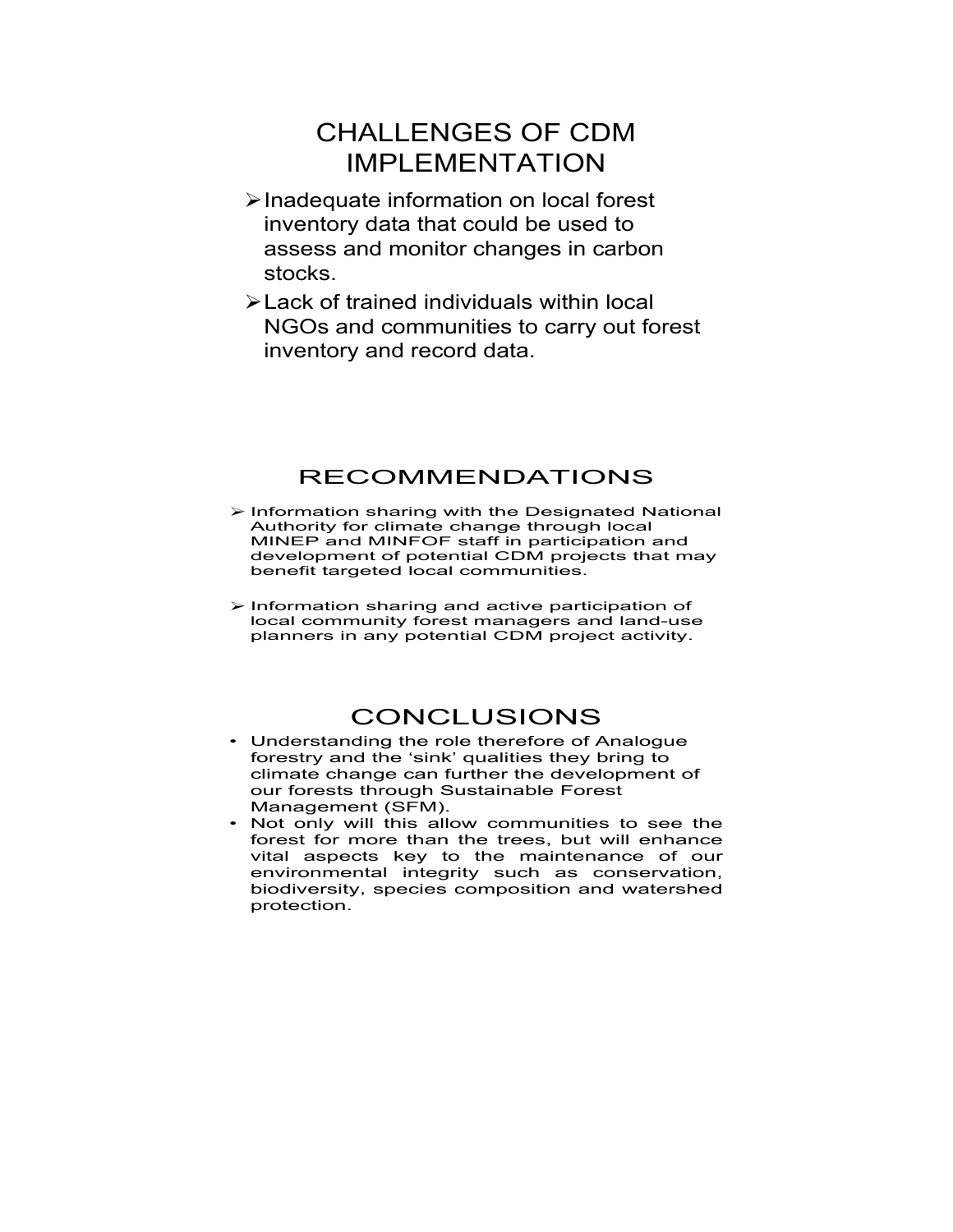## CHALLENGES OF CDM IMPLEMENTATION

- Inadequate information on local forest inventory data that could be used to assess and monitor changes in carbon stocks.
- Lack of trained individuals within local NGOs and communities to carry out forest inventory and record data.

## RECOMMENDATIONS

- Information sharing with the Designated National Authority for climate change through local MINEP and MINFOF staff in participation and development of potential CDM projects that may benefit targeted local communities.
- Information sharing and active participation of local community forest managers and land-use planners in any potential CDM project activity.

## CONCLUSIONS

- Understanding the role therefore of Analogue forestry and the 'sink' qualities they bring to climate change can further the development of our forests through Sustainable Forest Management (SFM).
- Not only will this allow communities to see the forest for more than the trees, but will enhance vital aspects key to the maintenance of our environmental integrity such as conservation, biodiversity, species composition and watershed protection.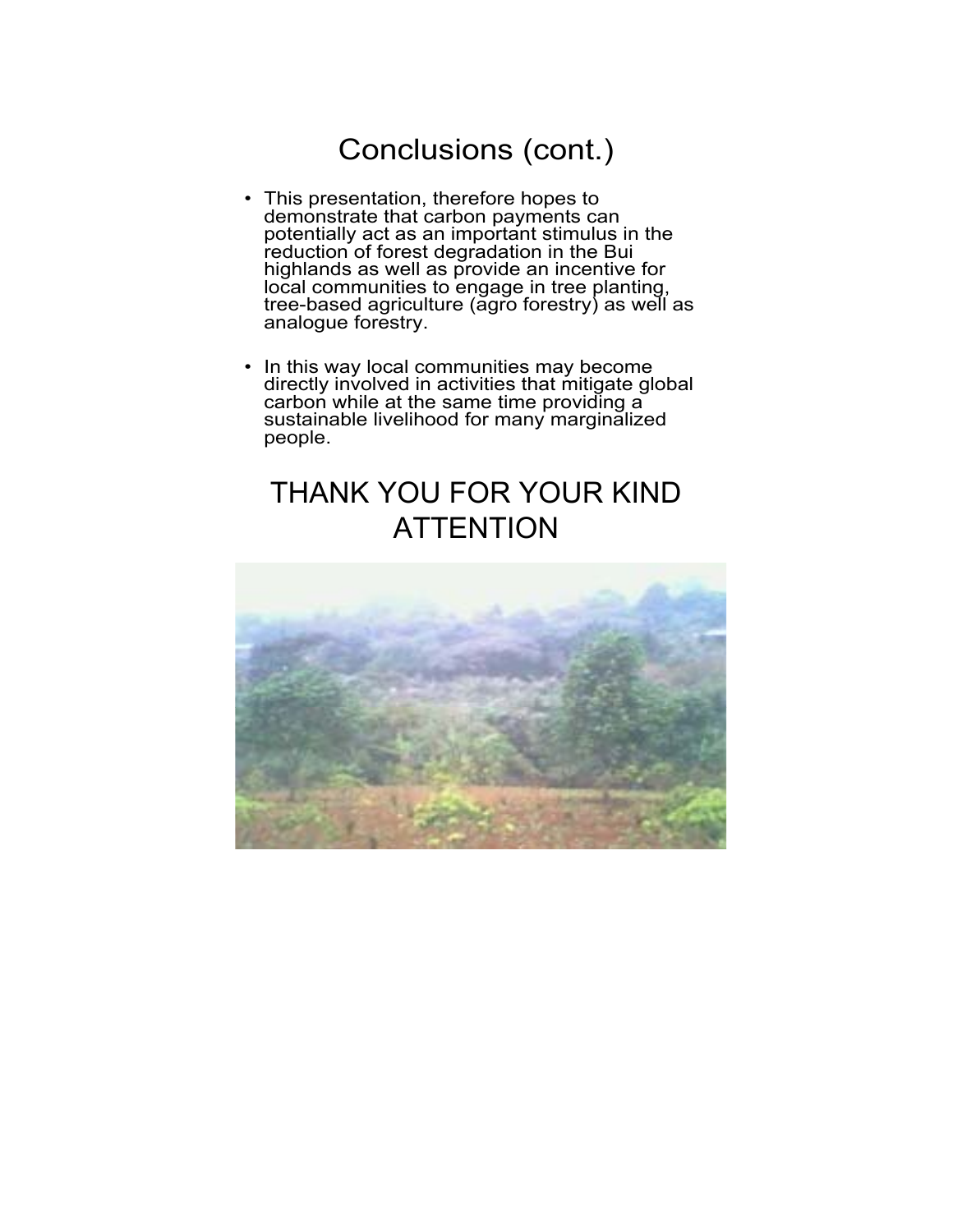# Conclusions (cont.)

- This presentation, therefore hopes to demonstrate that carbon payments can potentially act as an important stimulus in the reduction of forest degradation in the Bui highlands as well as provide an incentive for local communities to engage in tree planting, tree-based agriculture (agro forestry) as well as analogue forestry.
- In this way local communities may become directly involved in activities that mitigate global carbon while at the same time providing a sustainable livelihood for many marginalized people.

## THANK YOU FOR YOUR KIND ATTENTION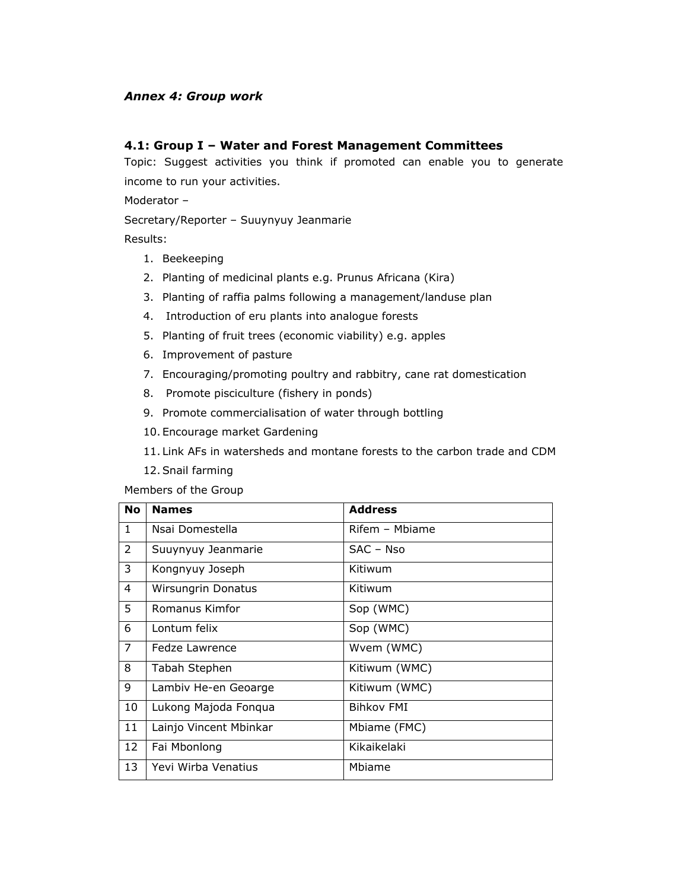### *Annex 4: Group work*

#### 4.1: Group I – Water and Forest Management Committees

Topic: Suggest activities you think if promoted can enable you to generate income to run your activities.

Moderator –

Secretary/Reporter – Suuynyuy Jeanmarie

Results:

1. Beekeeping
2. Planting of medicinal plants e.g. Prunus Africana (Kira)
3. Planting of raffia palms following a management/landuse plan
4. Introduction of eru plants into analogue forests
5. Planting of fruit trees (economic viability) e.g. apples
6. Improvement of pasture
7. Encouraging/promoting poultry and rabbitry, cane rat domestication
8. Promote pisciculture (fishery in ponds)
9. Promote commercialisation of water through bottling
10. Encourage market Gardening
11. Link AFs in watersheds and montane forests to the carbon trade and CDM
12. Snail farming

Members of the Group

| No | Names | Address |
|---|---|---|
| 1 | Nsai Domestella | Rifem – Mbiame |
| 2 | Suuynyuy Jeanmarie | SAC – Nso |
| 3 | Kongnyuy Joseph | Kitiwum |
| 4 | Wirsungrin Donatus | Kitiwum |
| 5 | Romanus Kimfor | Sop (WMC) |
| 6 | Lontum felix | Sop (WMC) |
| 7 | Fedze Lawrence | Wvem (WMC) |
| 8 | Tabah Stephen | Kitiwum (WMC) |
| 9 | Lambiv He-en Geoarge | Kitiwum (WMC) |
| 10 | Lukong Majoda Fonqua | Bihkov FMI |
| 11 | Lainjo Vincent Mbinkar | Mbiame (FMC) |
| 12 | Fai Mbonlong | Kikaikelaki |
| 13 | Yevi Wirba Venatius | Mbiame |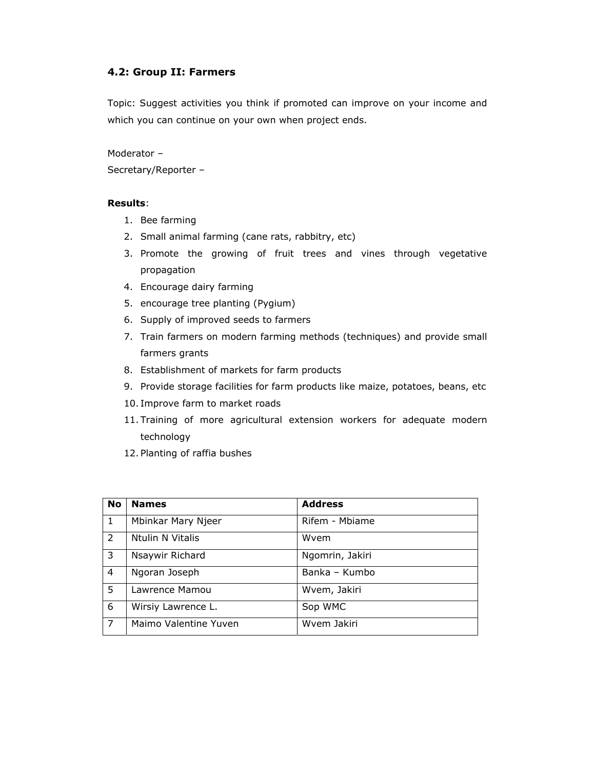### 4.2: Group II: Farmers

Topic: Suggest activities you think if promoted can improve on your income and which you can continue on your own when project ends.

Moderator –

Secretary/Reporter –

**Results**:

1. Bee farming
2. Small animal farming (cane rats, rabbitry, etc)
3. Promote the growing of fruit trees and vines through vegetative propagation
4. Encourage dairy farming
5. encourage tree planting (Pygium)
6. Supply of improved seeds to farmers
7. Train farmers on modern farming methods (techniques) and provide small farmers grants
8. Establishment of markets for farm products
9. Provide storage facilities for farm products like maize, potatoes, beans, etc
10. Improve farm to market roads
11. Training of more agricultural extension workers for adequate modern technology
12. Planting of raffia bushes

| No | Names | Address |
|---|---|---|
| 1 | Mbinkar Mary Njeer | Rifem - Mbiame |
| 2 | Ntulin N Vitalis | Wvem |
| 3 | Nsaywir Richard | Ngomrin, Jakiri |
| 4 | Ngoran Joseph | Banka – Kumbo |
| 5 | Lawrence Mamou | Wvem, Jakiri |
| 6 | Wirsiy Lawrence L. | Sop WMC |
| 7 | Maimo Valentine Yuven | Wvem Jakiri |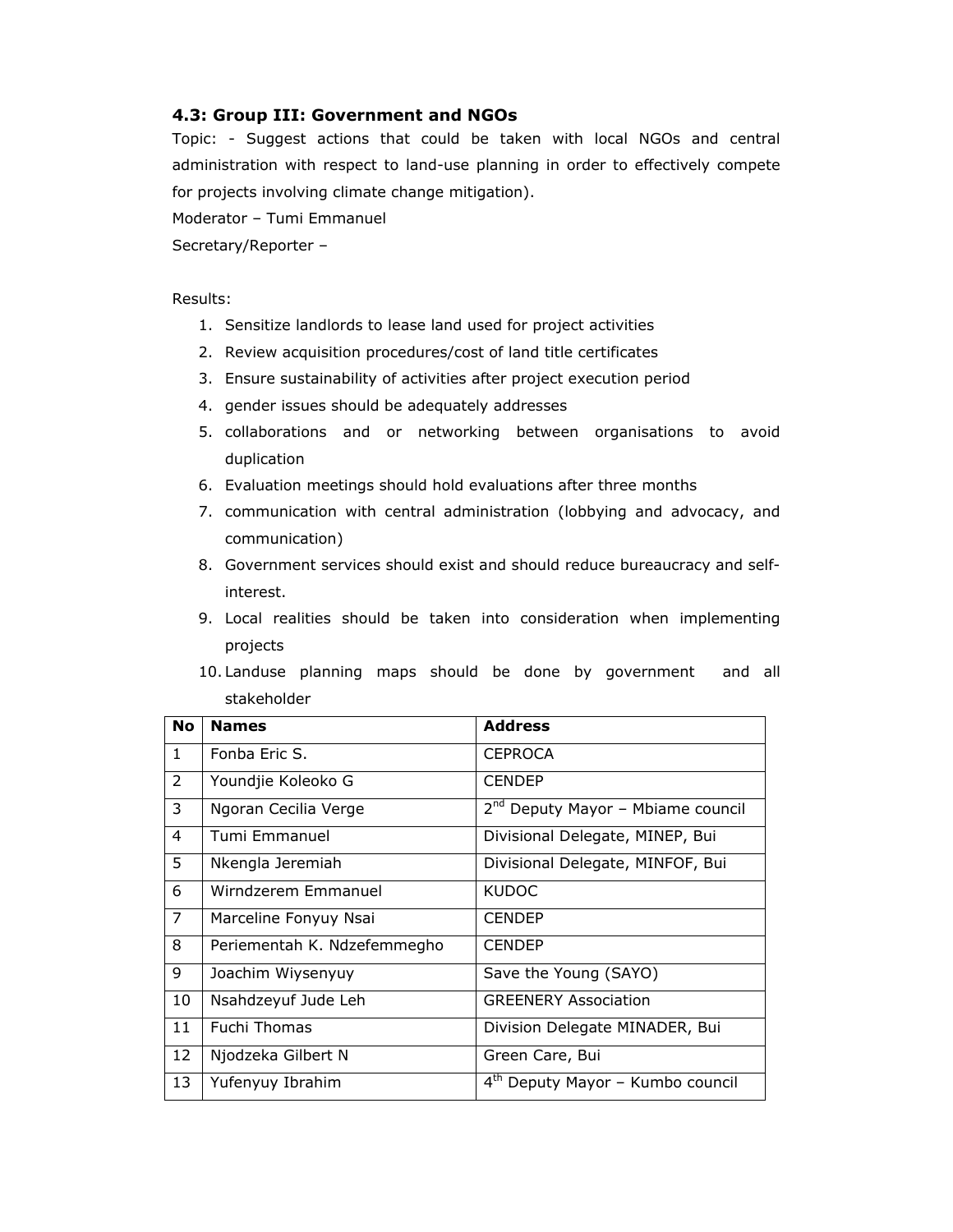### 4.3: Group III: Government and NGOs

Topic: - Suggest actions that could be taken with local NGOs and central administration with respect to land-use planning in order to effectively compete for projects involving climate change mitigation).

Moderator – Tumi Emmanuel

Secretary/Reporter –

Results:

1. Sensitize landlords to lease land used for project activities
2. Review acquisition procedures/cost of land title certificates
3. Ensure sustainability of activities after project execution period
4. gender issues should be adequately addresses
5. collaborations and or networking between organisations to avoid duplication
6. Evaluation meetings should hold evaluations after three months
7. communication with central administration (lobbying and advocacy, and communication)
8. Government services should exist and should reduce bureaucracy and self-interest.
9. Local realities should be taken into consideration when implementing projects
10. Landuse planning maps should be done by government and all stakeholder

| No | Names | Address |
|---|---|---|
| 1 | Fonba Eric S. | CEPROCA |
| 2 | Youndjie Koleoko G | CENDEP |
| 3 | Ngoran Cecilia Verge | 2nd Deputy Mayor – Mbiame council |
| 4 | Tumi Emmanuel | Divisional Delegate, MINEP, Bui |
| 5 | Nkengla Jeremiah | Divisional Delegate, MINFOF, Bui |
| 6 | Wirndzerem Emmanuel | KUDOC |
| 7 | Marceline Fonyuy Nsai | CENDEP |
| 8 | Periementah K. Ndzefemmegho | CENDEP |
| 9 | Joachim Wiysenyuy | Save the Young (SAYO) |
| 10 | Nsahdzeyuf Jude Leh | GREENERY Association |
| 11 | Fuchi Thomas | Division Delegate MINADER, Bui |
| 12 | Njodzeka Gilbert N | Green Care, Bui |
| 13 | Yufenyuy Ibrahim | 4th Deputy Mayor – Kumbo council |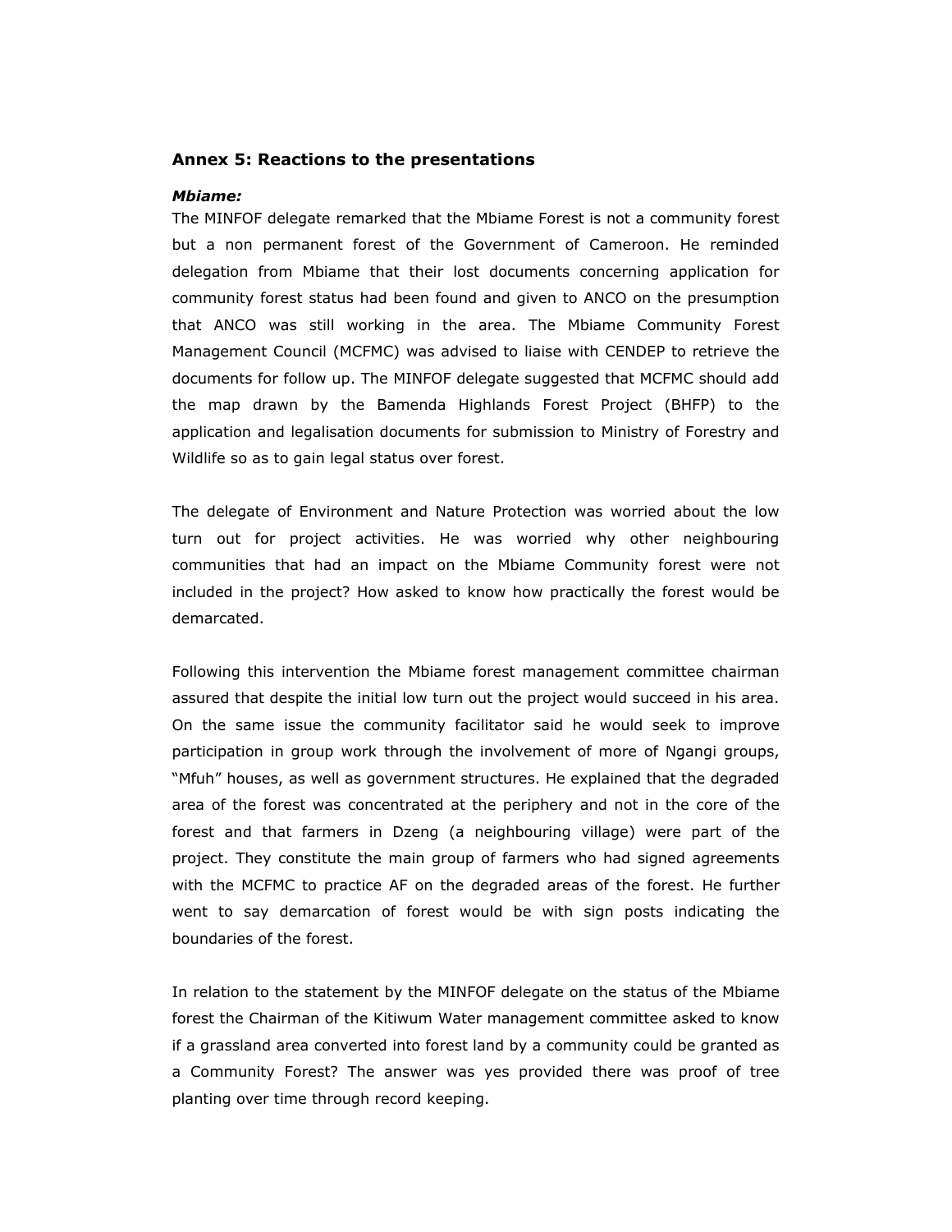## Annex 5: Reactions to the presentations

***Mbiame:***

The MINFOF delegate remarked that the Mbiame Forest is not a community forest but a non permanent forest of the Government of Cameroon. He reminded delegation from Mbiame that their lost documents concerning application for community forest status had been found and given to ANCO on the presumption that ANCO was still working in the area. The Mbiame Community Forest Management Council (MCFMC) was advised to liaise with CENDEP to retrieve the documents for follow up. The MINFOF delegate suggested that MCFMC should add the map drawn by the Bamenda Highlands Forest Project (BHFP) to the application and legalisation documents for submission to Ministry of Forestry and Wildlife so as to gain legal status over forest.

The delegate of Environment and Nature Protection was worried about the low turn out for project activities. He was worried why other neighbouring communities that had an impact on the Mbiame Community forest were not included in the project? How asked to know how practically the forest would be demarcated.

Following this intervention the Mbiame forest management committee chairman assured that despite the initial low turn out the project would succeed in his area. On the same issue the community facilitator said he would seek to improve participation in group work through the involvement of more of Ngangi groups, "Mfuh" houses, as well as government structures. He explained that the degraded area of the forest was concentrated at the periphery and not in the core of the forest and that farmers in Dzeng (a neighbouring village) were part of the project. They constitute the main group of farmers who had signed agreements with the MCFMC to practice AF on the degraded areas of the forest. He further went to say demarcation of forest would be with sign posts indicating the boundaries of the forest.

In relation to the statement by the MINFOF delegate on the status of the Mbiame forest the Chairman of the Kitiwum Water management committee asked to know if a grassland area converted into forest land by a community could be granted as a Community Forest? The answer was yes provided there was proof of tree planting over time through record keeping.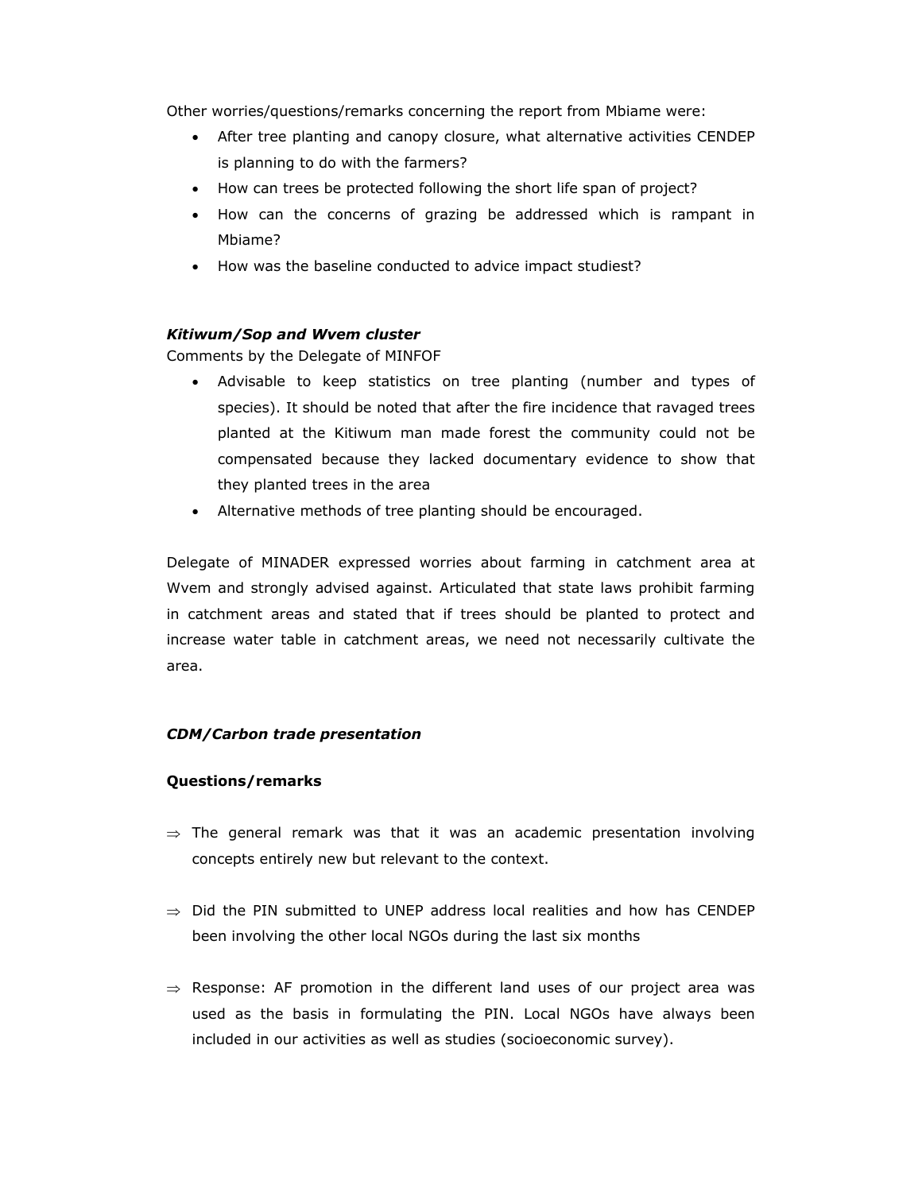Other worries/questions/remarks concerning the report from Mbiame were:

- After tree planting and canopy closure, what alternative activities CENDEP is planning to do with the farmers?
- How can trees be protected following the short life span of project?
- How can the concerns of grazing be addressed which is rampant in Mbiame?
- How was the baseline conducted to advice impact studiest?

***Kitiwum/Sop and Wvem cluster***

Comments by the Delegate of MINFOF

- Advisable to keep statistics on tree planting (number and types of species). It should be noted that after the fire incidence that ravaged trees planted at the Kitiwum man made forest the community could not be compensated because they lacked documentary evidence to show that they planted trees in the area
- Alternative methods of tree planting should be encouraged.

Delegate of MINADER expressed worries about farming in catchment area at Wvem and strongly advised against. Articulated that state laws prohibit farming in catchment areas and stated that if trees should be planted to protect and increase water table in catchment areas, we need not necessarily cultivate the area.

***CDM/Carbon trade presentation***

**Questions/remarks**

⇒ The general remark was that it was an academic presentation involving concepts entirely new but relevant to the context.

⇒ Did the PIN submitted to UNEP address local realities and how has CENDEP been involving the other local NGOs during the last six months

⇒ Response: AF promotion in the different land uses of our project area was used as the basis in formulating the PIN. Local NGOs have always been included in our activities as well as studies (socioeconomic survey).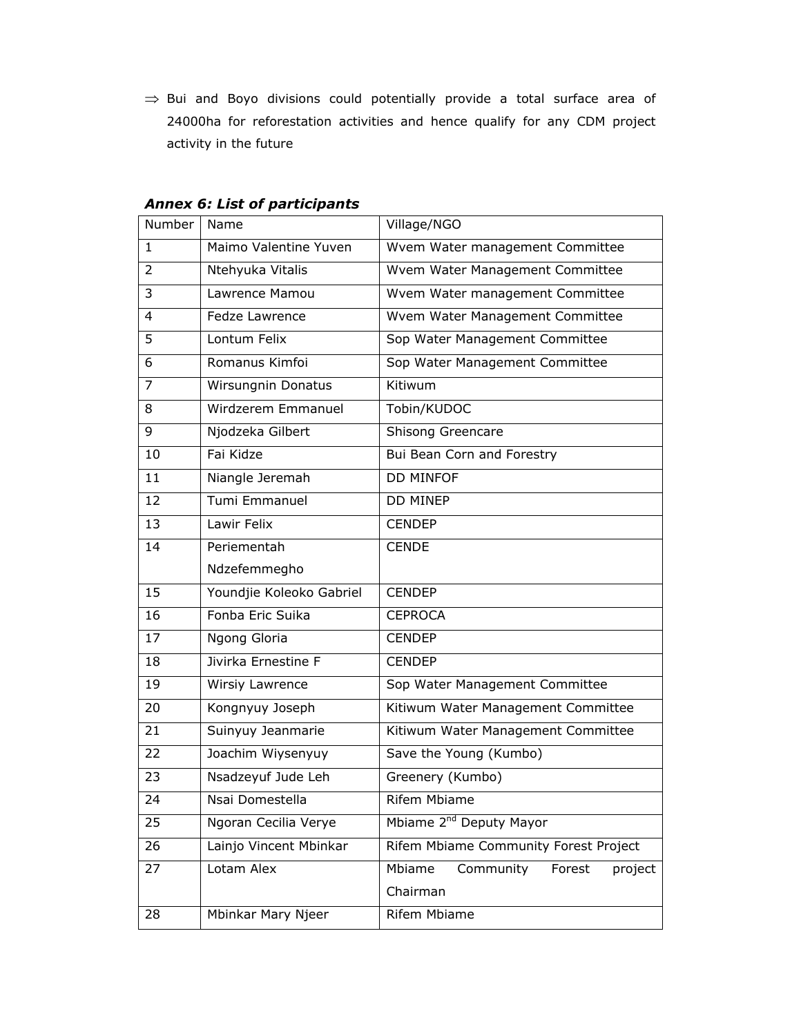⇒ Bui and Boyo divisions could potentially provide a total surface area of 24000ha for reforestation activities and hence qualify for any CDM project activity in the future

***Annex 6: List of participants***

| Number | Name | Village/NGO |
| --- | --- | --- |
| 1 | Maimo Valentine Yuven | Wvem Water management Committee |
| 2 | Ntehyuka Vitalis | Wvem Water Management Committee |
| 3 | Lawrence Mamou | Wvem Water management Committee |
| 4 | Fedze Lawrence | Wvem Water Management Committee |
| 5 | Lontum Felix | Sop Water Management Committee |
| 6 | Romanus Kimfoi | Sop Water Management Committee |
| 7 | Wirsungnin Donatus | Kitiwum |
| 8 | Wirdzerem Emmanuel | Tobin/KUDOC |
| 9 | Njodzeka Gilbert | Shisong Greencare |
| 10 | Fai Kidze | Bui Bean Corn and Forestry |
| 11 | Niangle Jeremah | DD MINFOF |
| 12 | Tumi Emmanuel | DD MINEP |
| 13 | Lawir Felix | CENDEP |
| 14 | Periementah Ndzefemmegho | CENDE |
| 15 | Youndjie Koleoko Gabriel | CENDEP |
| 16 | Fonba Eric Suika | CEPROCA |
| 17 | Ngong Gloria | CENDEP |
| 18 | Jivirka Ernestine F | CENDEP |
| 19 | Wirsiy Lawrence | Sop Water Management Committee |
| 20 | Kongnyuy Joseph | Kitiwum Water Management Committee |
| 21 | Suinyuy Jeanmarie | Kitiwum Water Management Committee |
| 22 | Joachim Wiysenyuy | Save the Young (Kumbo) |
| 23 | Nsadzeyuf Jude Leh | Greenery (Kumbo) |
| 24 | Nsai Domestella | Rifem Mbiame |
| 25 | Ngoran Cecilia Verye | Mbiame 2nd Deputy Mayor |
| 26 | Lainjo Vincent Mbinkar | Rifem Mbiame Community Forest Project |
| 27 | Lotam Alex | Mbiame Community Forest project Chairman |
| 28 | Mbinkar Mary Njeer | Rifem Mbiame |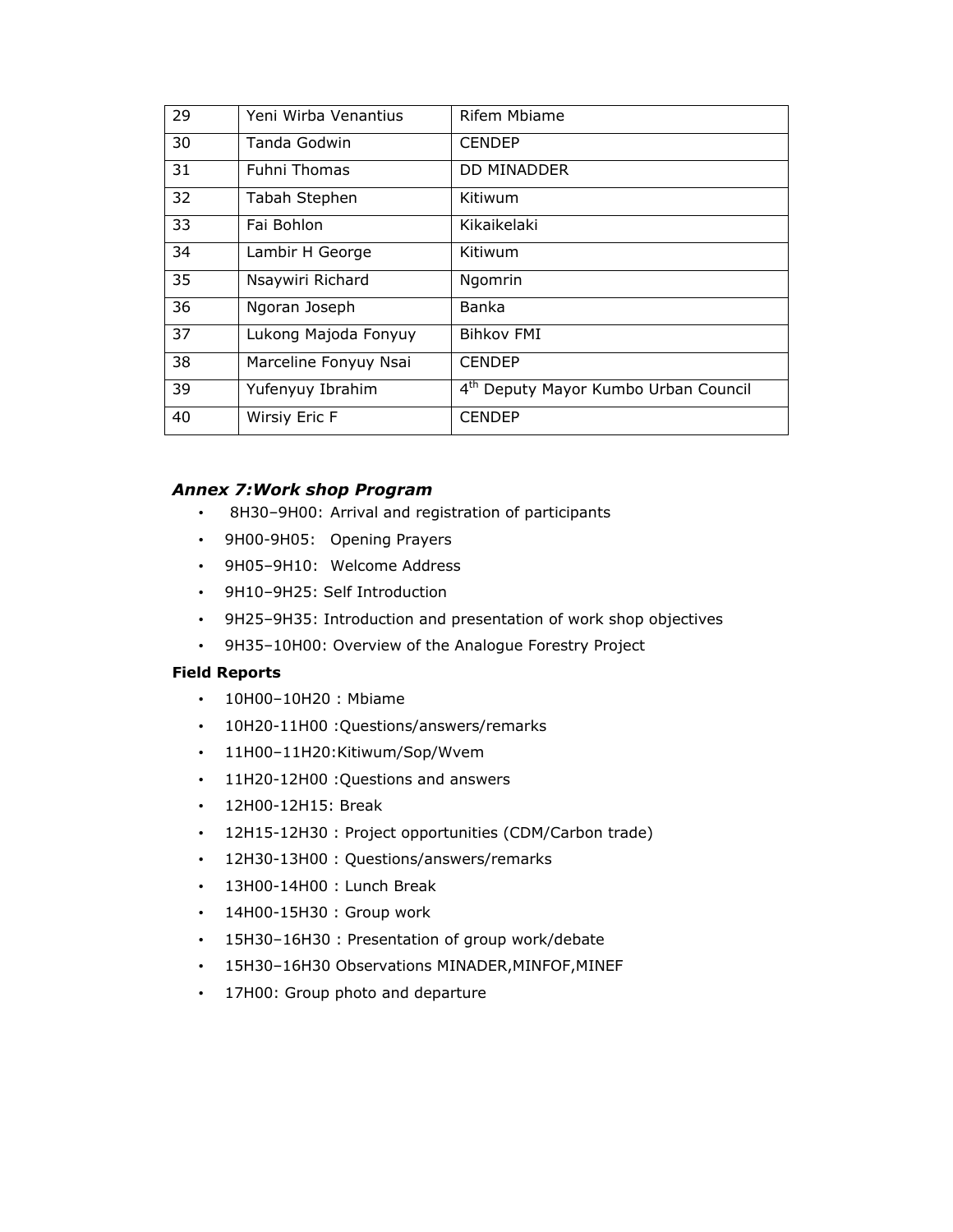| | | |
|---|---|---|
| 29 | Yeni Wirba Venantius | Rifem Mbiame |
| 30 | Tanda Godwin | CENDEP |
| 31 | Fuhni Thomas | DD MINADDER |
| 32 | Tabah Stephen | Kitiwum |
| 33 | Fai Bohlon | Kikaikelaki |
| 34 | Lambir H George | Kitiwum |
| 35 | Nsaywiri Richard | Ngomrin |
| 36 | Ngoran Joseph | Banka |
| 37 | Lukong Majoda Fonyuy | Bihkov FMI |
| 38 | Marceline Fonyuy Nsai | CENDEP |
| 39 | Yufenyuy Ibrahim | 4th Deputy Mayor Kumbo Urban Council |
| 40 | Wirsiy Eric F | CENDEP |

### *Annex 7:Work shop Program*

- 8H30–9H00: Arrival and registration of participants
- 9H00-9H05: Opening Prayers
- 9H05–9H10: Welcome Address
- 9H10–9H25: Self Introduction
- 9H25–9H35: Introduction and presentation of work shop objectives
- 9H35–10H00: Overview of the Analogue Forestry Project

**Field Reports**

- 10H00–10H20 : Mbiame
- 10H20-11H00 :Questions/answers/remarks
- 11H00–11H20:Kitiwum/Sop/Wvem
- 11H20-12H00 :Questions and answers
- 12H00-12H15: Break
- 12H15-12H30 : Project opportunities (CDM/Carbon trade)
- 12H30-13H00 : Questions/answers/remarks
- 13H00-14H00 : Lunch Break
- 14H00-15H30 : Group work
- 15H30–16H30 : Presentation of group work/debate
- 15H30–16H30 Observations MINADER,MINFOF,MINEF
- 17H00: Group photo and departure